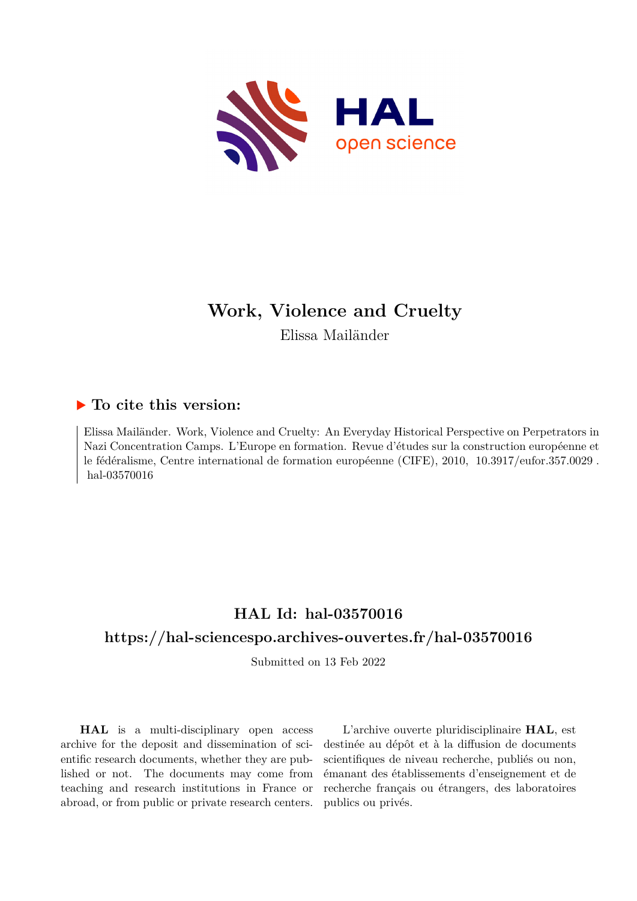# Work, Violence and Cruelty

Elissa Mailänder

## ▶ To cite this version:

Elissa Mailänder. Work, Violence and Cruelty: An Everyday Historical Perspective on Perpetrators in Nazi Concentration Camps. L'Europe en formation. Revue d'études sur la construction européenne et le fédéralisme, Centre international de formation européenne (CIFE), 2010, 10.3917/eufor.357.0029 . hal-03570016

## HAL Id: hal-03570016

## https://hal-sciencespo.archives-ouvertes.fr/hal-03570016

Submitted on 13 Feb 2022

**HAL** is a multi-disciplinary open access archive for the deposit and dissemination of scientific research documents, whether they are published or not. The documents may come from teaching and research institutions in France or abroad, or from public or private research centers.

L'archive ouverte pluridisciplinaire **HAL**, est destinée au dépôt et à la diffusion de documents scientifiques de niveau recherche, publiés ou non, émanant des établissements d'enseignement et de recherche français ou étrangers, des laboratoires publics ou privés.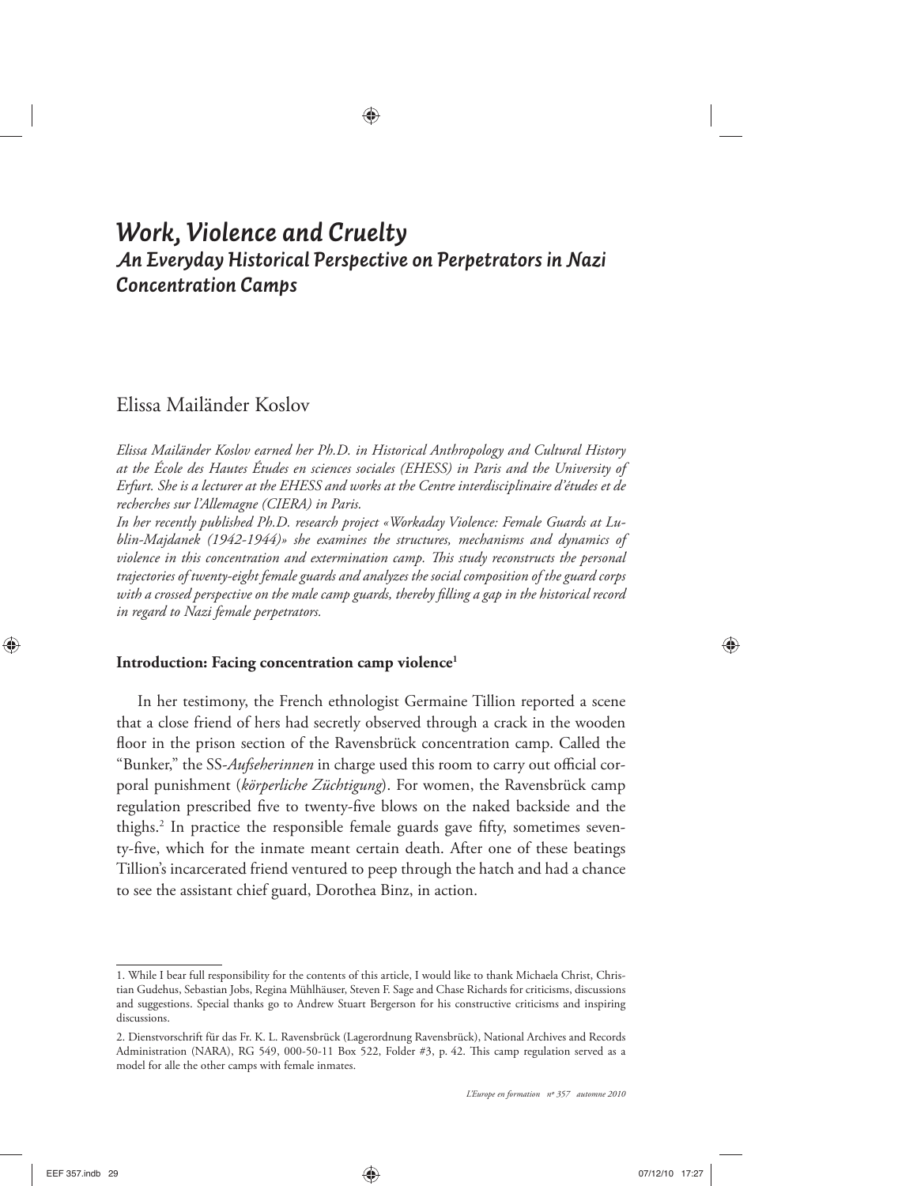# *Work, Violence and Cruelty*

## *An Everyday Historical Perspective on Perpetrators in Nazi Concentration Camps*

Elissa Mailänder Koslov

*Elissa Mailänder Koslov earned her Ph.D. in Historical Anthropology and Cultural History at the École des Hautes Études en sciences sociales (EHESS) in Paris and the University of Erfurt. She is a lecturer at the EHESS and works at the Centre interdisciplinaire d'études et de recherches sur l'Allemagne (CIERA) in Paris.*

*In her recently published Ph.D. research project «Workaday Violence: Female Guards at Lublin-Majdanek (1942-1944)» she examines the structures, mechanisms and dynamics of violence in this concentration and extermination camp. This study reconstructs the personal trajectories of twenty-eight female guards and analyzes the social composition of the guard corps with a crossed perspective on the male camp guards, thereby filling a gap in the historical record in regard to Nazi female perpetrators.*

**Introduction: Facing concentration camp violence**[1]

In her testimony, the French ethnologist Germaine Tillion reported a scene that a close friend of hers had secretly observed through a crack in the wooden floor in the prison section of the Ravensbrück concentration camp. Called the "Bunker," the SS-*Aufseherinnen* in charge used this room to carry out official corporal punishment (*körperliche Züchtigung*). For women, the Ravensbrück camp regulation prescribed five to twenty-five blows on the naked backside and the thighs.[2] In practice the responsible female guards gave fifty, sometimes seventy-five, which for the inmate meant certain death. After one of these beatings Tillion's incarcerated friend ventured to peep through the hatch and had a chance to see the assistant chief guard, Dorothea Binz, in action.

---

1. While I bear full responsibility for the contents of this article, I would like to thank Michaela Christ, Christian Gudehus, Sebastian Jobs, Regina Mühlhäuser, Steven F. Sage and Chase Richards for criticisms, discussions and suggestions. Special thanks go to Andrew Stuart Bergerson for his constructive criticisms and inspiring discussions.

2. Dienstvorschrift für das Fr. K. L. Ravensbrück (Lagerordnung Ravensbrück), National Archives and Records Administration (NARA), RG 549, 000-50-11 Box 522, Folder #3, p. 42. This camp regulation served as a model for alle the other camps with female inmates.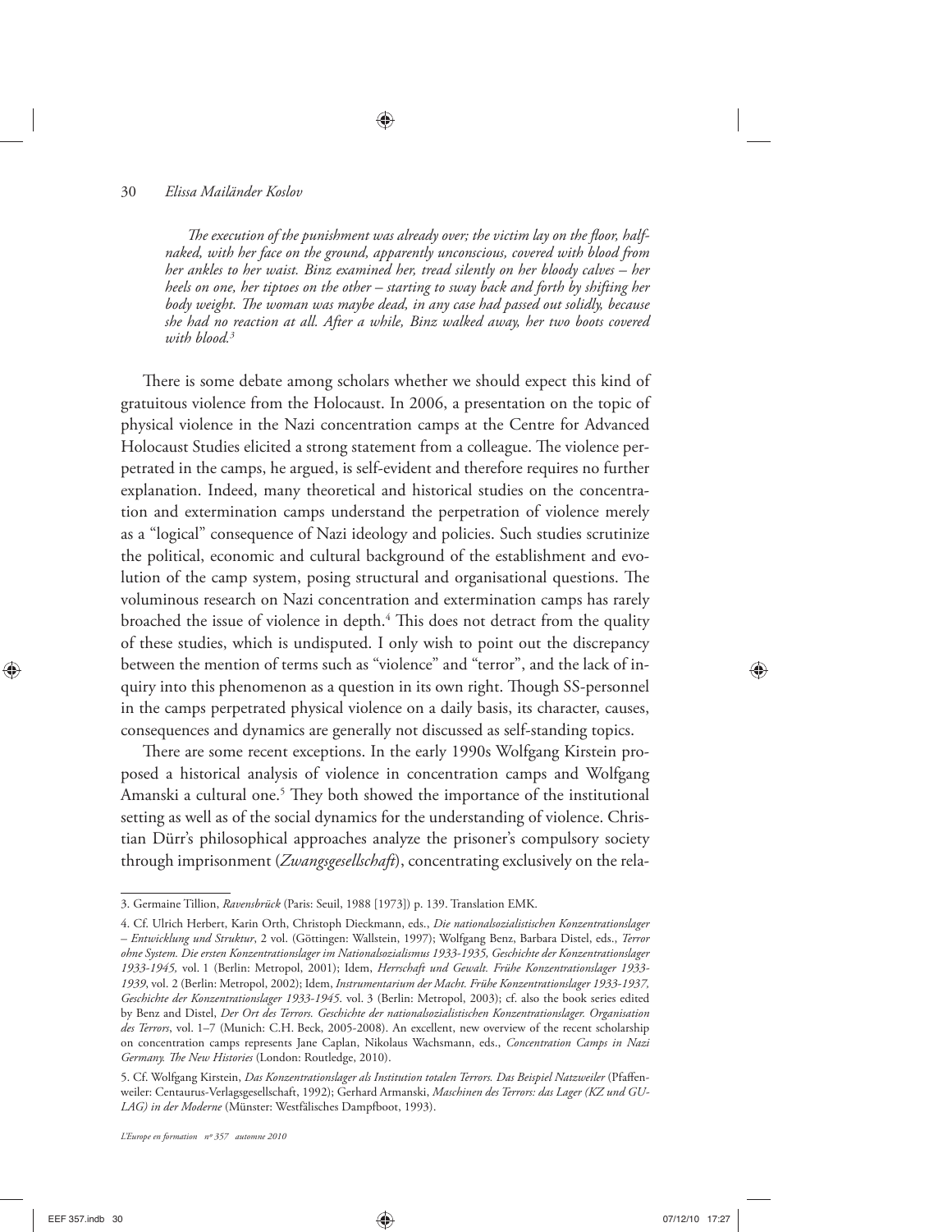*The execution of the punishment was already over; the victim lay on the floor, half-naked, with her face on the ground, apparently unconscious, covered with blood from her ankles to her waist. Binz examined her, tread silently on her bloody calves – her heels on one, her tiptoes on the other – starting to sway back and forth by shifting her body weight. The woman was maybe dead, in any case had passed out solidly, because she had no reaction at all. After a while, Binz walked away, her two boots covered with blood.*[3]

There is some debate among scholars whether we should expect this kind of gratuitous violence from the Holocaust. In 2006, a presentation on the topic of physical violence in the Nazi concentration camps at the Centre for Advanced Holocaust Studies elicited a strong statement from a colleague. The violence perpetrated in the camps, he argued, is self-evident and therefore requires no further explanation. Indeed, many theoretical and historical studies on the concentration and extermination camps understand the perpetration of violence merely as a "logical" consequence of Nazi ideology and policies. Such studies scrutinize the political, economic and cultural background of the establishment and evolution of the camp system, posing structural and organisational questions. The voluminous research on Nazi concentration and extermination camps has rarely broached the issue of violence in depth.[4] This does not detract from the quality of these studies, which is undisputed. I only wish to point out the discrepancy between the mention of terms such as "violence" and "terror", and the lack of inquiry into this phenomenon as a question in its own right. Though SS-personnel in the camps perpetrated physical violence on a daily basis, its character, causes, consequences and dynamics are generally not discussed as self-standing topics.

There are some recent exceptions. In the early 1990s Wolfgang Kirstein proposed a historical analysis of violence in concentration camps and Wolfgang Amanski a cultural one.[5] They both showed the importance of the institutional setting as well as of the social dynamics for the understanding of violence. Christian Dürr's philosophical approaches analyze the prisoner's compulsory society through imprisonment (*Zwangsgesellschaft*), concentrating exclusively on the rela-

---

3. Germaine Tillion, *Ravensbrück* (Paris: Seuil, 1988 [1973]) p. 139. Translation EMK.

4. Cf. Ulrich Herbert, Karin Orth, Christoph Dieckmann, eds., *Die nationalsozialistischen Konzentrationslager – Entwicklung und Struktur*, 2 vol. (Göttingen: Wallstein, 1997); Wolfgang Benz, Barbara Distel, eds., *Terror ohne System. Die ersten Konzentrationslager im Nationalsozialismus 1933-1935, Geschichte der Konzentrationslager 1933-1945,* vol. 1 (Berlin: Metropol, 2001); Idem, *Herrschaft und Gewalt. Frühe Konzentrationslager 1933-1939*, vol. 2 (Berlin: Metropol, 2002); Idem, *Instrumentarium der Macht. Frühe Konzentrationslager 1933-1937, Geschichte der Konzentrationslager 1933-1945.* vol. 3 (Berlin: Metropol, 2003); cf. also the book series edited by Benz and Distel, *Der Ort des Terrors. Geschichte der nationalsozialistischen Konzentrationslager. Organisation des Terrors*, vol. 1–7 (Munich: C.H. Beck, 2005-2008). An excellent, new overview of the recent scholarship on concentration camps represents Jane Caplan, Nikolaus Wachsmann, eds., *Concentration Camps in Nazi Germany. The New Histories* (London: Routledge, 2010).

5. Cf. Wolfgang Kirstein, *Das Konzentrationslager als Institution totalen Terrors. Das Beispiel Natzweiler* (Pfaffenweiler: Centaurus-Verlagsgesellschaft, 1992); Gerhard Armanski, *Maschinen des Terrors: das Lager (KZ und GULAG) in der Moderne* (Münster: Westfälisches Dampfboot, 1993).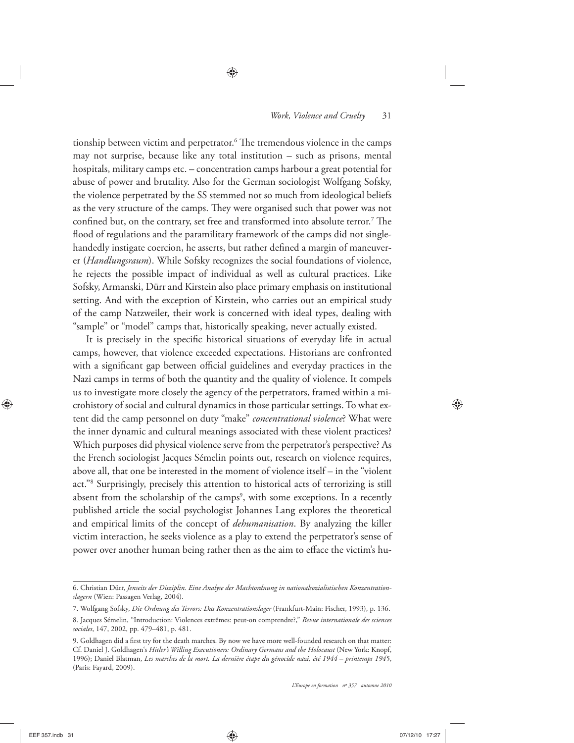tionship between victim and perpetrator.[6] The tremendous violence in the camps may not surprise, because like any total institution – such as prisons, mental hospitals, military camps etc. – concentration camps harbour a great potential for abuse of power and brutality. Also for the German sociologist Wolfgang Sofsky, the violence perpetrated by the SS stemmed not so much from ideological beliefs as the very structure of the camps. They were organised such that power was not confined but, on the contrary, set free and transformed into absolute terror.[7] The flood of regulations and the paramilitary framework of the camps did not single-handedly instigate coercion, he asserts, but rather defined a margin of maneuverer (*Handlungsraum*). While Sofsky recognizes the social foundations of violence, he rejects the possible impact of individual as well as cultural practices. Like Sofsky, Armanski, Dürr and Kirstein also place primary emphasis on institutional setting. And with the exception of Kirstein, who carries out an empirical study of the camp Natzweiler, their work is concerned with ideal types, dealing with "sample" or "model" camps that, historically speaking, never actually existed.

It is precisely in the specific historical situations of everyday life in actual camps, however, that violence exceeded expectations. Historians are confronted with a significant gap between official guidelines and everyday practices in the Nazi camps in terms of both the quantity and the quality of violence. It compels us to investigate more closely the agency of the perpetrators, framed within a microhistory of social and cultural dynamics in those particular settings. To what extent did the camp personnel on duty "make" *concentrational violence*? What were the inner dynamic and cultural meanings associated with these violent practices? Which purposes did physical violence serve from the perpetrator's perspective? As the French sociologist Jacques Sémelin points out, research on violence requires, above all, that one be interested in the moment of violence itself – in the "violent act."[8] Surprisingly, precisely this attention to historical acts of terrorizing is still absent from the scholarship of the camps[9], with some exceptions. In a recently published article the social psychologist Johannes Lang explores the theoretical and empirical limits of the concept of *dehumanisation*. By analyzing the killer victim interaction, he seeks violence as a play to extend the perpetrator's sense of power over another human being rather then as the aim to efface the victim's hu-

---

6. Christian Dürr, *Jenseits der Disziplin. Eine Analyse der Machtordnung in nationalsozialistischen Konzentrationslagern* (Wien: Passagen Verlag, 2004).

7. Wolfgang Sofsky, *Die Ordnung des Terrors: Das Konzentrationslager* (Frankfurt-Main: Fischer, 1993), p. 136.

8. Jacques Sémelin, "Introduction: Violences extrêmes: peut-on comprendre?," *Revue internationale des sciences sociales*, 147, 2002, pp. 479–481, p. 481.

9. Goldhagen did a first try for the death marches. By now we have more well-founded research on that matter: Cf. Daniel J. Goldhagen's *Hitler's Willing Executioners: Ordinary Germans and the Holocaust* (New York: Knopf, 1996); Daniel Blatman, *Les marches de la mort. La dernière étape du génocide nazi, été 1944 – printemps 1945*, (Paris: Fayard, 2009).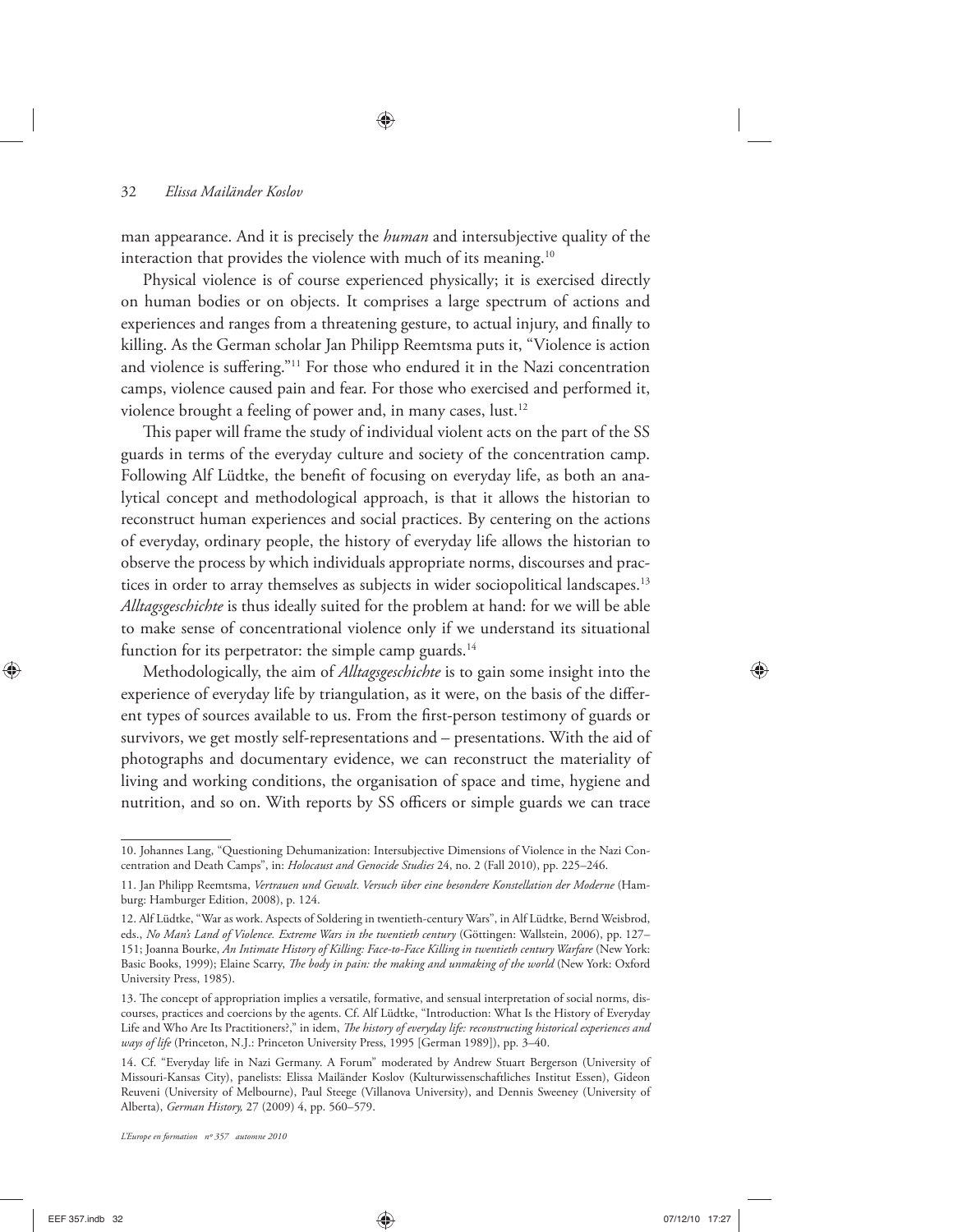man appearance. And it is precisely the *human* and intersubjective quality of the interaction that provides the violence with much of its meaning.[10]

Physical violence is of course experienced physically; it is exercised directly on human bodies or on objects. It comprises a large spectrum of actions and experiences and ranges from a threatening gesture, to actual injury, and finally to killing. As the German scholar Jan Philipp Reemtsma puts it, "Violence is action and violence is suffering."[11] For those who endured it in the Nazi concentration camps, violence caused pain and fear. For those who exercised and performed it, violence brought a feeling of power and, in many cases, lust.[12]

This paper will frame the study of individual violent acts on the part of the SS guards in terms of the everyday culture and society of the concentration camp. Following Alf Lüdtke, the benefit of focusing on everyday life, as both an analytical concept and methodological approach, is that it allows the historian to reconstruct human experiences and social practices. By centering on the actions of everyday, ordinary people, the history of everyday life allows the historian to observe the process by which individuals appropriate norms, discourses and practices in order to array themselves as subjects in wider sociopolitical landscapes.[13] *Alltagsgeschichte* is thus ideally suited for the problem at hand: for we will be able to make sense of concentrational violence only if we understand its situational function for its perpetrator: the simple camp guards.[14]

Methodologically, the aim of *Alltagsgeschichte* is to gain some insight into the experience of everyday life by triangulation, as it were, on the basis of the different types of sources available to us. From the first-person testimony of guards or survivors, we get mostly self-representations and – presentations. With the aid of photographs and documentary evidence, we can reconstruct the materiality of living and working conditions, the organisation of space and time, hygiene and nutrition, and so on. With reports by SS officers or simple guards we can trace

---

10. Johannes Lang, "Questioning Dehumanization: Intersubjective Dimensions of Violence in the Nazi Concentration and Death Camps", in: *Holocaust and Genocide Studies* 24, no. 2 (Fall 2010), pp. 225–246.

11. Jan Philipp Reemtsma, *Vertrauen und Gewalt. Versuch über eine besondere Konstellation der Moderne* (Hamburg: Hamburger Edition, 2008), p. 124.

12. Alf Lüdtke, "War as work. Aspects of Soldering in twentieth-century Wars", in Alf Lüdtke, Bernd Weisbrod, eds., *No Man's Land of Violence. Extreme Wars in the twentieth century* (Göttingen: Wallstein, 2006), pp. 127–151; Joanna Bourke, *An Intimate History of Killing: Face-to-Face Killing in twentieth century Warfare* (New York: Basic Books, 1999); Elaine Scarry, *The body in pain: the making and unmaking of the world* (New York: Oxford University Press, 1985).

13. The concept of appropriation implies a versatile, formative, and sensual interpretation of social norms, discourses, practices and coercions by the agents. Cf. Alf Lüdtke, "Introduction: What Is the History of Everyday Life and Who Are Its Practitioners?," in idem, *The history of everyday life: reconstructing historical experiences and ways of life* (Princeton, N.J.: Princeton University Press, 1995 [German 1989]), pp. 3–40.

14. Cf. "Everyday life in Nazi Germany. A Forum" moderated by Andrew Stuart Bergerson (University of Missouri-Kansas City), panelists: Elissa Mailänder Koslov (Kulturwissenschaftliches Institut Essen), Gideon Reuveni (University of Melbourne), Paul Steege (Villanova University), and Dennis Sweeney (University of Alberta), *German History,* 27 (2009) 4, pp. 560–579.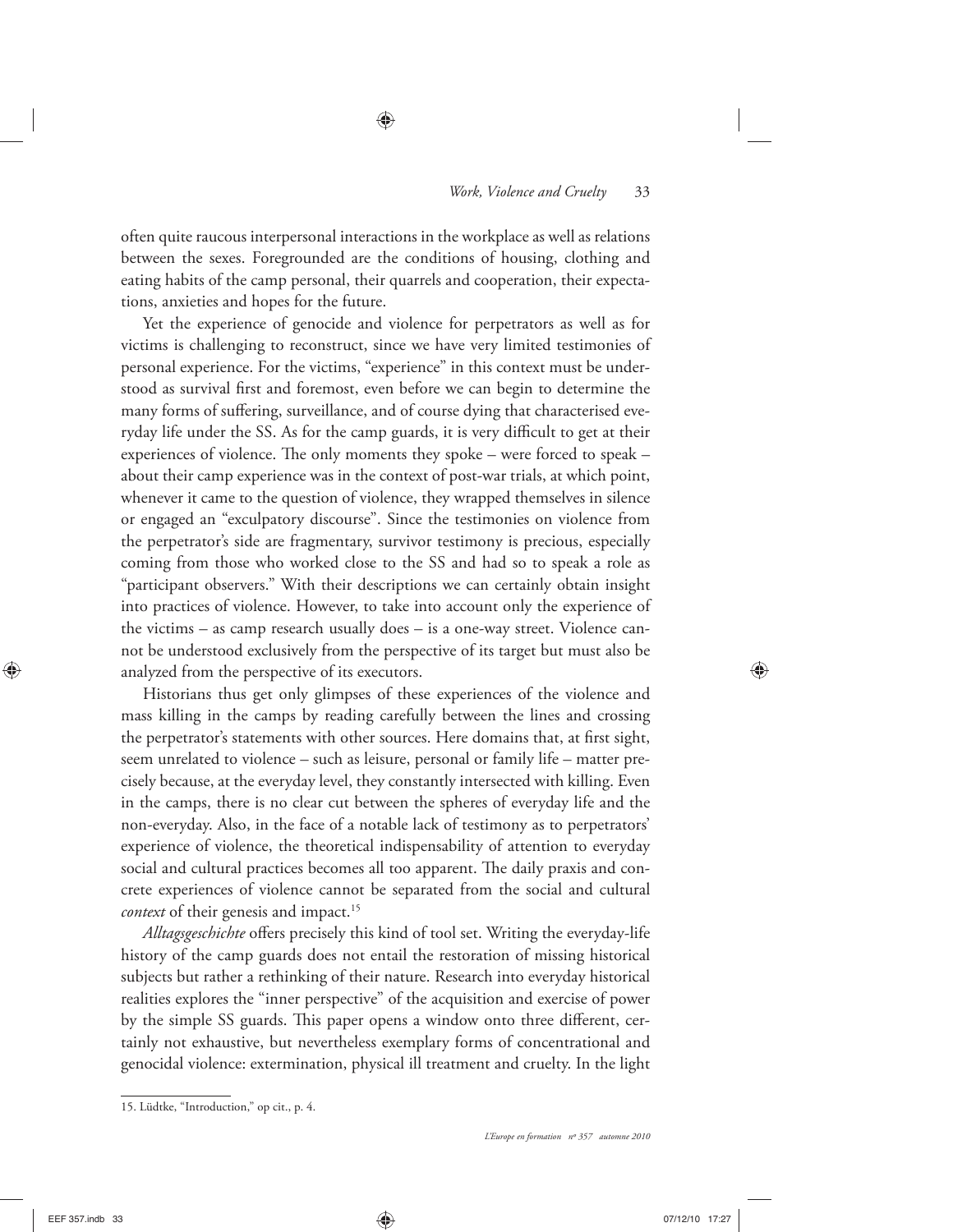often quite raucous interpersonal interactions in the workplace as well as relations between the sexes. Foregrounded are the conditions of housing, clothing and eating habits of the camp personal, their quarrels and cooperation, their expectations, anxieties and hopes for the future.

Yet the experience of genocide and violence for perpetrators as well as for victims is challenging to reconstruct, since we have very limited testimonies of personal experience. For the victims, "experience" in this context must be understood as survival first and foremost, even before we can begin to determine the many forms of suffering, surveillance, and of course dying that characterised everyday life under the SS. As for the camp guards, it is very difficult to get at their experiences of violence. The only moments they spoke – were forced to speak – about their camp experience was in the context of post-war trials, at which point, whenever it came to the question of violence, they wrapped themselves in silence or engaged an "exculpatory discourse". Since the testimonies on violence from the perpetrator's side are fragmentary, survivor testimony is precious, especially coming from those who worked close to the SS and had so to speak a role as "participant observers." With their descriptions we can certainly obtain insight into practices of violence. However, to take into account only the experience of the victims – as camp research usually does – is a one-way street. Violence cannot be understood exclusively from the perspective of its target but must also be analyzed from the perspective of its executors.

Historians thus get only glimpses of these experiences of the violence and mass killing in the camps by reading carefully between the lines and crossing the perpetrator's statements with other sources. Here domains that, at first sight, seem unrelated to violence – such as leisure, personal or family life – matter precisely because, at the everyday level, they constantly intersected with killing. Even in the camps, there is no clear cut between the spheres of everyday life and the non-everyday. Also, in the face of a notable lack of testimony as to perpetrators' experience of violence, the theoretical indispensability of attention to everyday social and cultural practices becomes all too apparent. The daily praxis and concrete experiences of violence cannot be separated from the social and cultural *context* of their genesis and impact.[15]

*Alltagsgeschichte* offers precisely this kind of tool set. Writing the everyday-life history of the camp guards does not entail the restoration of missing historical subjects but rather a rethinking of their nature. Research into everyday historical realities explores the "inner perspective" of the acquisition and exercise of power by the simple SS guards. This paper opens a window onto three different, certainly not exhaustive, but nevertheless exemplary forms of concentrational and genocidal violence: extermination, physical ill treatment and cruelty. In the light

15. Lüdtke, "Introduction," op cit., p. 4.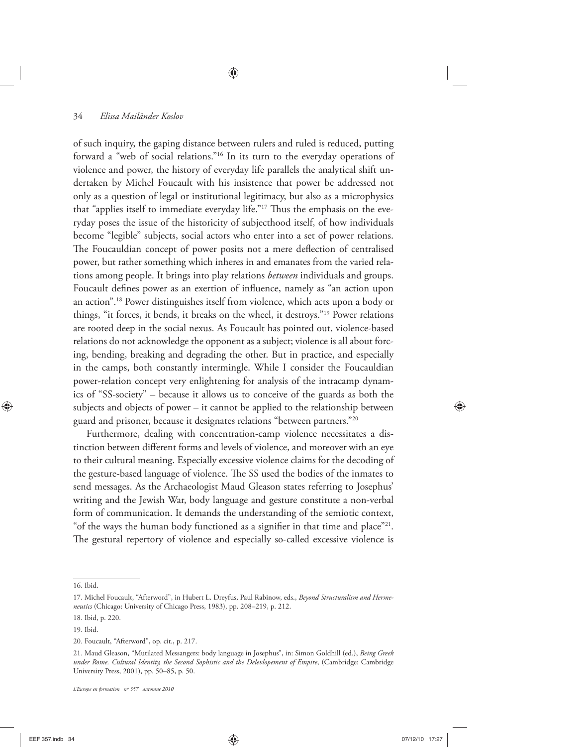of such inquiry, the gaping distance between rulers and ruled is reduced, putting forward a "web of social relations."[16] In its turn to the everyday operations of violence and power, the history of everyday life parallels the analytical shift undertaken by Michel Foucault with his insistence that power be addressed not only as a question of legal or institutional legitimacy, but also as a microphysics that "applies itself to immediate everyday life."[17] Thus the emphasis on the everyday poses the issue of the historicity of subjecthood itself, of how individuals become "legible" subjects, social actors who enter into a set of power relations. The Foucauldian concept of power posits not a mere deflection of centralised power, but rather something which inheres in and emanates from the varied relations among people. It brings into play relations *between* individuals and groups. Foucault defines power as an exertion of influence, namely as "an action upon an action".[18] Power distinguishes itself from violence, which acts upon a body or things, "it forces, it bends, it breaks on the wheel, it destroys."[19] Power relations are rooted deep in the social nexus. As Foucault has pointed out, violence-based relations do not acknowledge the opponent as a subject; violence is all about forcing, bending, breaking and degrading the other. But in practice, and especially in the camps, both constantly intermingle. While I consider the Foucauldian power-relation concept very enlightening for analysis of the intracamp dynamics of "SS-society" – because it allows us to conceive of the guards as both the subjects and objects of power – it cannot be applied to the relationship between guard and prisoner, because it designates relations "between partners."[20]

Furthermore, dealing with concentration-camp violence necessitates a distinction between different forms and levels of violence, and moreover with an eye to their cultural meaning. Especially excessive violence claims for the decoding of the gesture-based language of violence. The SS used the bodies of the inmates to send messages. As the Archaeologist Maud Gleason states referring to Josephus' writing and the Jewish War, body language and gesture constitute a non-verbal form of communication. It demands the understanding of the semiotic context, "of the ways the human body functioned as a signifier in that time and place"[21]. The gestural repertory of violence and especially so-called excessive violence is

---

16. Ibid.

17. Michel Foucault, "Afterword", in Hubert L. Dreyfus, Paul Rabinow, eds., *Beyond Structuralism and Hermeneutics* (Chicago: University of Chicago Press, 1983), pp. 208–219, p. 212.

18. Ibid, p. 220.

19. Ibid.

20. Foucault, "Afterword", op. cit., p. 217.

21. Maud Gleason, "Mutilated Messangers: body language in Josephus", in: Simon Goldhill (ed.), *Being Greek under Rome. Cultural Identity, the Second Sophistic and the Delevlopement of Empire*, (Cambridge: Cambridge University Press, 2001), pp. 50–85, p. 50.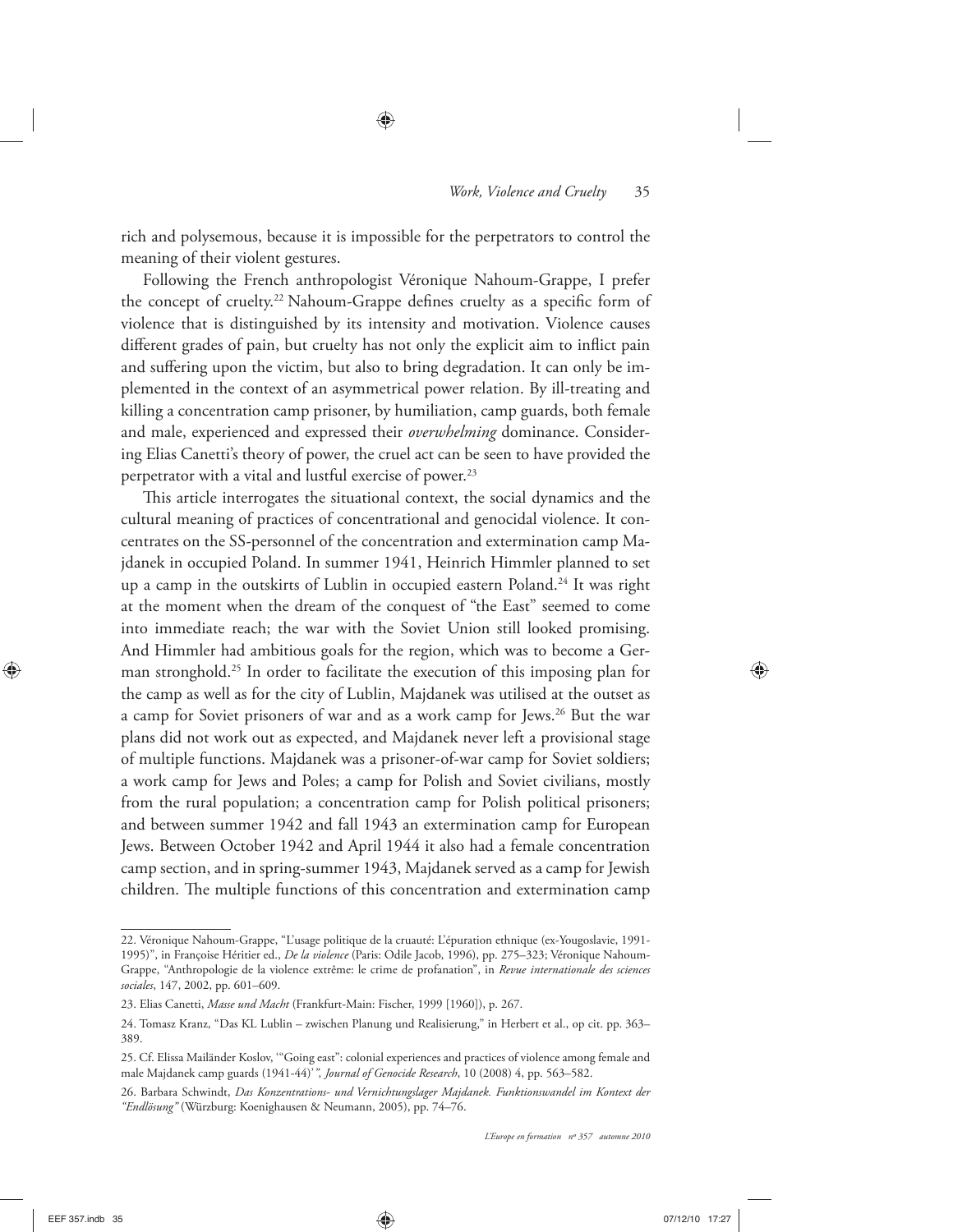rich and polysemous, because it is impossible for the perpetrators to control the meaning of their violent gestures.

Following the French anthropologist Véronique Nahoum-Grappe, I prefer the concept of cruelty.[22] Nahoum-Grappe defines cruelty as a specific form of violence that is distinguished by its intensity and motivation. Violence causes different grades of pain, but cruelty has not only the explicit aim to inflict pain and suffering upon the victim, but also to bring degradation. It can only be implemented in the context of an asymmetrical power relation. By ill-treating and killing a concentration camp prisoner, by humiliation, camp guards, both female and male, experienced and expressed their *overwhelming* dominance. Considering Elias Canetti's theory of power, the cruel act can be seen to have provided the perpetrator with a vital and lustful exercise of power.[23]

This article interrogates the situational context, the social dynamics and the cultural meaning of practices of concentrational and genocidal violence. It concentrates on the SS-personnel of the concentration and extermination camp Majdanek in occupied Poland. In summer 1941, Heinrich Himmler planned to set up a camp in the outskirts of Lublin in occupied eastern Poland.[24] It was right at the moment when the dream of the conquest of "the East" seemed to come into immediate reach; the war with the Soviet Union still looked promising. And Himmler had ambitious goals for the region, which was to become a German stronghold.[25] In order to facilitate the execution of this imposing plan for the camp as well as for the city of Lublin, Majdanek was utilised at the outset as a camp for Soviet prisoners of war and as a work camp for Jews.[26] But the war plans did not work out as expected, and Majdanek never left a provisional stage of multiple functions. Majdanek was a prisoner-of-war camp for Soviet soldiers; a work camp for Jews and Poles; a camp for Polish and Soviet civilians, mostly from the rural population; a concentration camp for Polish political prisoners; and between summer 1942 and fall 1943 an extermination camp for European Jews. Between October 1942 and April 1944 it also had a female concentration camp section, and in spring-summer 1943, Majdanek served as a camp for Jewish children. The multiple functions of this concentration and extermination camp

---

22. Véronique Nahoum-Grappe, "L'usage politique de la cruauté: L'épuration ethnique (ex-Yougoslavie, 1991-1995)", in Françoise Héritier ed., *De la violence* (Paris: Odile Jacob, 1996), pp. 275–323; Véronique Nahoum-Grappe, "Anthropologie de la violence extrême: le crime de profanation", in *Revue internationale des sciences sociales*, 147, 2002, pp. 601–609.

23. Elias Canetti, *Masse und Macht* (Frankfurt-Main: Fischer, 1999 [1960]), p. 267.

24. Tomasz Kranz, "Das KL Lublin – zwischen Planung und Realisierung," in Herbert et al., op cit. pp. 363–389.

25. Cf. Elissa Mailänder Koslov, '"Going east": colonial experiences and practices of violence among female and male Majdanek camp guards (1941-44)'*", Journal of Genocide Research*, 10 (2008) 4, pp. 563–582.

26. Barbara Schwindt, *Das Konzentrations- und Vernichtungslager Majdanek. Funktionswandel im Kontext der "Endlösung"* (Würzburg: Koenighausen & Neumann, 2005), pp. 74–76.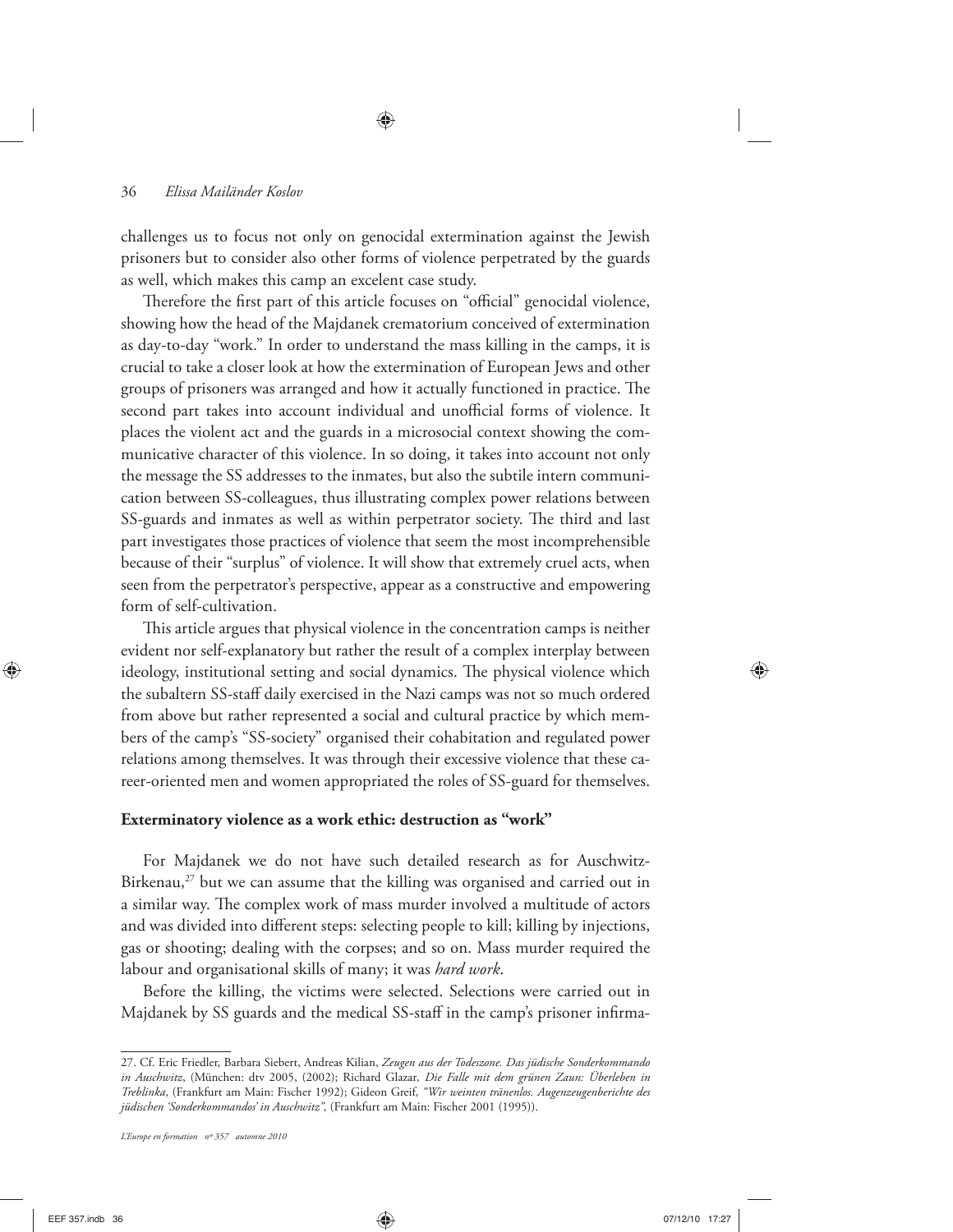challenges us to focus not only on genocidal extermination against the Jewish prisoners but to consider also other forms of violence perpetrated by the guards as well, which makes this camp an excelent case study.

Therefore the first part of this article focuses on "official" genocidal violence, showing how the head of the Majdanek crematorium conceived of extermination as day-to-day "work." In order to understand the mass killing in the camps, it is crucial to take a closer look at how the extermination of European Jews and other groups of prisoners was arranged and how it actually functioned in practice. The second part takes into account individual and unofficial forms of violence. It places the violent act and the guards in a microsocial context showing the communicative character of this violence. In so doing, it takes into account not only the message the SS addresses to the inmates, but also the subtile intern communication between SS-colleagues, thus illustrating complex power relations between SS-guards and inmates as well as within perpetrator society. The third and last part investigates those practices of violence that seem the most incomprehensible because of their "surplus" of violence. It will show that extremely cruel acts, when seen from the perpetrator's perspective, appear as a constructive and empowering form of self-cultivation.

This article argues that physical violence in the concentration camps is neither evident nor self-explanatory but rather the result of a complex interplay between ideology, institutional setting and social dynamics. The physical violence which the subaltern SS-staff daily exercised in the Nazi camps was not so much ordered from above but rather represented a social and cultural practice by which members of the camp's "SS-society" organised their cohabitation and regulated power relations among themselves. It was through their excessive violence that these career-oriented men and women appropriated the roles of SS-guard for themselves.

## Exterminatory violence as a work ethic: destruction as "work"

For Majdanek we do not have such detailed research as for Auschwitz-Birkenau,[27] but we can assume that the killing was organised and carried out in a similar way. The complex work of mass murder involved a multitude of actors and was divided into different steps: selecting people to kill; killing by injections, gas or shooting; dealing with the corpses; and so on. Mass murder required the labour and organisational skills of many; it was *hard work*.

Before the killing, the victims were selected. Selections were carried out in Majdanek by SS guards and the medical SS-staff in the camp's prisoner infirma-

---

27. Cf. Eric Friedler, Barbara Siebert, Andreas Kilian, *Zeugen aus der Todeszone. Das jüdische Sonderkommando in Auschwitz*, (München: dtv 2005, (2002); Richard Glazar, *Die Falle mit dem grünen Zaun: Überleben in Treblinka*, (Frankfurt am Main: Fischer 1992); Gideon Greif, *"Wir weinten tränenlos. Augenzeugenberichte des jüdischen 'Sonderkommandos' in Auschwitz",* (Frankfurt am Main: Fischer 2001 (1995)).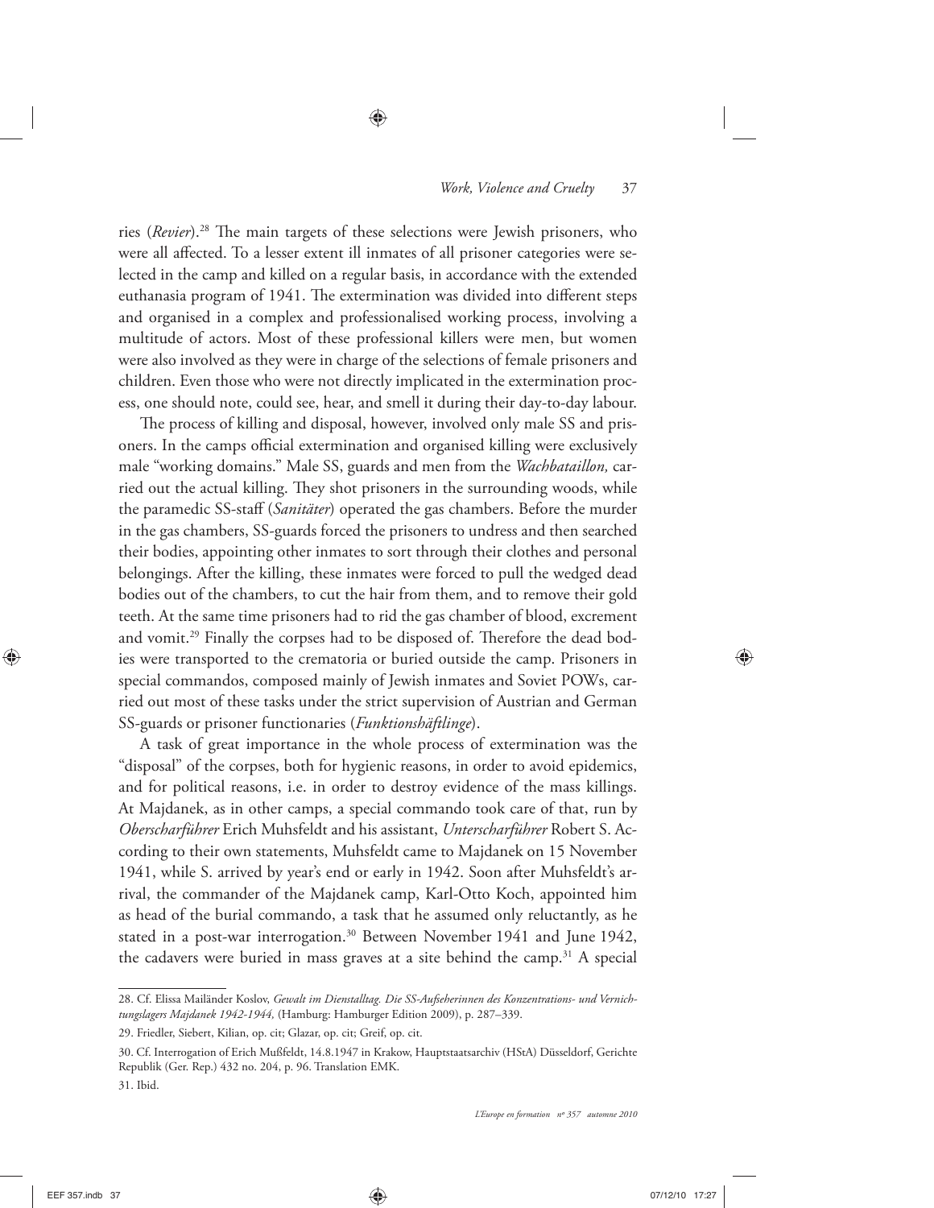ries (*Revier*).[28] The main targets of these selections were Jewish prisoners, who were all affected. To a lesser extent ill inmates of all prisoner categories were selected in the camp and killed on a regular basis, in accordance with the extended euthanasia program of 1941. The extermination was divided into different steps and organised in a complex and professionalised working process, involving a multitude of actors. Most of these professional killers were men, but women were also involved as they were in charge of the selections of female prisoners and children. Even those who were not directly implicated in the extermination process, one should note, could see, hear, and smell it during their day-to-day labour.

The process of killing and disposal, however, involved only male SS and prisoners. In the camps official extermination and organised killing were exclusively male "working domains." Male SS, guards and men from the *Wachbataillon,* carried out the actual killing. They shot prisoners in the surrounding woods, while the paramedic SS-staff (*Sanitäter*) operated the gas chambers. Before the murder in the gas chambers, SS-guards forced the prisoners to undress and then searched their bodies, appointing other inmates to sort through their clothes and personal belongings. After the killing, these inmates were forced to pull the wedged dead bodies out of the chambers, to cut the hair from them, and to remove their gold teeth. At the same time prisoners had to rid the gas chamber of blood, excrement and vomit.[29] Finally the corpses had to be disposed of. Therefore the dead bodies were transported to the crematoria or buried outside the camp. Prisoners in special commandos, composed mainly of Jewish inmates and Soviet POWs, carried out most of these tasks under the strict supervision of Austrian and German SS-guards or prisoner functionaries (*Funktionshäftlinge*).

A task of great importance in the whole process of extermination was the "disposal" of the corpses, both for hygienic reasons, in order to avoid epidemics, and for political reasons, i.e. in order to destroy evidence of the mass killings. At Majdanek, as in other camps, a special commando took care of that, run by *Oberscharführer* Erich Muhsfeldt and his assistant, *Unterscharführer* Robert S. According to their own statements, Muhsfeldt came to Majdanek on 15 November 1941, while S. arrived by year's end or early in 1942. Soon after Muhsfeldt's arrival, the commander of the Majdanek camp, Karl-Otto Koch, appointed him as head of the burial commando, a task that he assumed only reluctantly, as he stated in a post-war interrogation.[30] Between November 1941 and June 1942, the cadavers were buried in mass graves at a site behind the camp.[31] A special

---

28. Cf. Elissa Mailänder Koslov, *Gewalt im Dienstalltag. Die SS-Aufseherinnen des Konzentrations- und Vernichtungslagers Majdanek 1942-1944,* (Hamburg: Hamburger Edition 2009), p. 287–339.

29. Friedler, Siebert, Kilian, op. cit; Glazar, op. cit; Greif, op. cit.

30. Cf. Interrogation of Erich Mußfeldt, 14.8.1947 in Krakow, Hauptstaatsarchiv (HStA) Düsseldorf, Gerichte Republik (Ger. Rep.) 432 no. 204, p. 96. Translation EMK.

31. Ibid.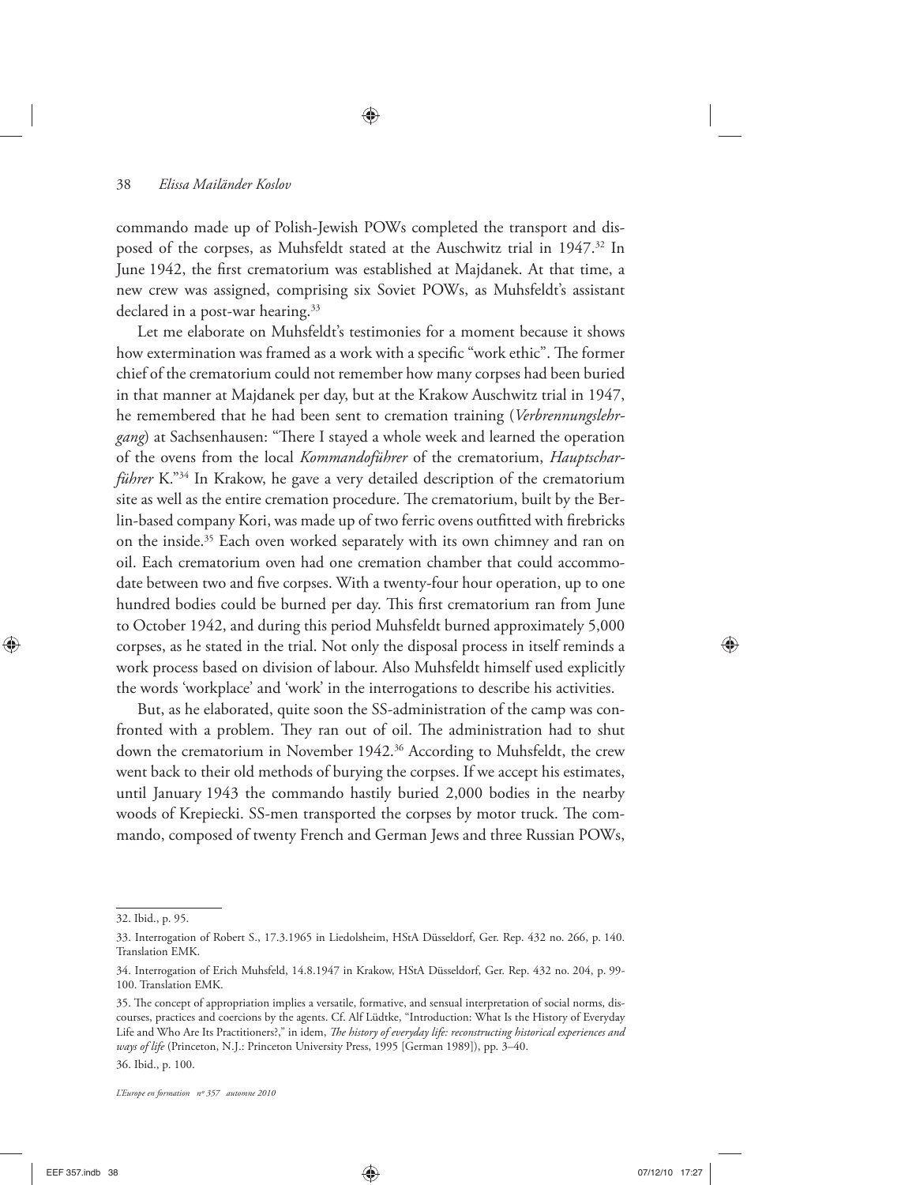commando made up of Polish-Jewish POWs completed the transport and disposed of the corpses, as Muhsfeldt stated at the Auschwitz trial in 1947.[32] In June 1942, the first crematorium was established at Majdanek. At that time, a new crew was assigned, comprising six Soviet POWs, as Muhsfeldt's assistant declared in a post-war hearing.[33]

Let me elaborate on Muhsfeldt's testimonies for a moment because it shows how extermination was framed as a work with a specific "work ethic". The former chief of the crematorium could not remember how many corpses had been buried in that manner at Majdanek per day, but at the Krakow Auschwitz trial in 1947, he remembered that he had been sent to cremation training (*Verbrennungslehrgang*) at Sachsenhausen: "There I stayed a whole week and learned the operation of the ovens from the local *Kommandoführer* of the crematorium, *Hauptscharführer* K."[34] In Krakow, he gave a very detailed description of the crematorium site as well as the entire cremation procedure. The crematorium, built by the Berlin-based company Kori, was made up of two ferric ovens outfitted with firebricks on the inside.[35] Each oven worked separately with its own chimney and ran on oil. Each crematorium oven had one cremation chamber that could accommodate between two and five corpses. With a twenty-four hour operation, up to one hundred bodies could be burned per day. This first crematorium ran from June to October 1942, and during this period Muhsfeldt burned approximately 5,000 corpses, as he stated in the trial. Not only the disposal process in itself reminds a work process based on division of labour. Also Muhsfeldt himself used explicitly the words 'workplace' and 'work' in the interrogations to describe his activities.

But, as he elaborated, quite soon the SS-administration of the camp was confronted with a problem. They ran out of oil. The administration had to shut down the crematorium in November 1942.[36] According to Muhsfeldt, the crew went back to their old methods of burying the corpses. If we accept his estimates, until January 1943 the commando hastily buried 2,000 bodies in the nearby woods of Krepiecki. SS-men transported the corpses by motor truck. The commando, composed of twenty French and German Jews and three Russian POWs,

---

32. Ibid., p. 95.

33. Interrogation of Robert S., 17.3.1965 in Liedolsheim, HStA Düsseldorf, Ger. Rep. 432 no. 266, p. 140. Translation EMK.

34. Interrogation of Erich Muhsfeld, 14.8.1947 in Krakow, HStA Düsseldorf, Ger. Rep. 432 no. 204, p. 99-100. Translation EMK.

35. The concept of appropriation implies a versatile, formative, and sensual interpretation of social norms, discourses, practices and coercions by the agents. Cf. Alf Lüdtke, "Introduction: What Is the History of Everyday Life and Who Are Its Practitioners?," in idem, *The history of everyday life: reconstructing historical experiences and ways of life* (Princeton, N.J.: Princeton University Press, 1995 [German 1989]), pp. 3–40.

36. Ibid., p. 100.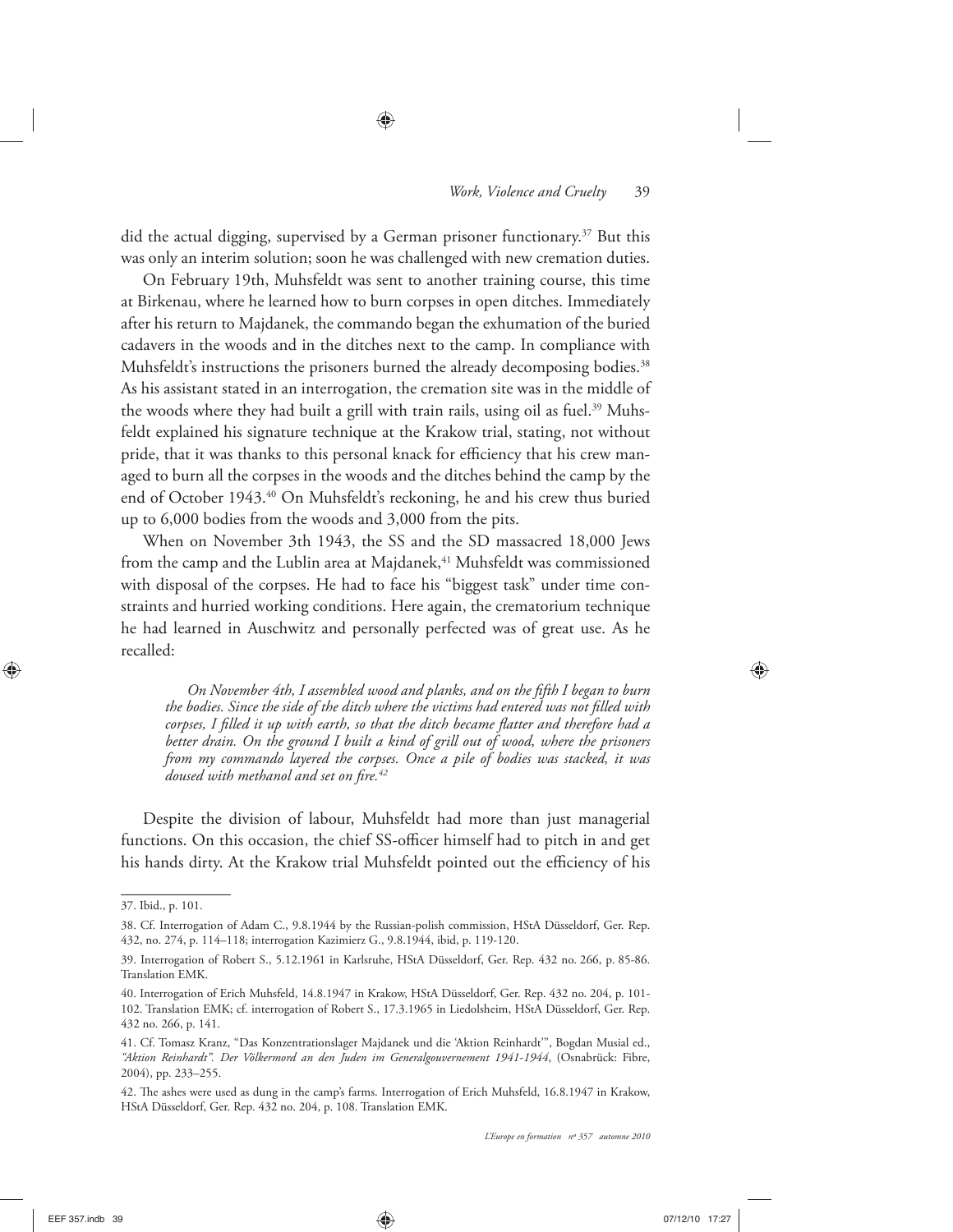did the actual digging, supervised by a German prisoner functionary.[37] But this was only an interim solution; soon he was challenged with new cremation duties.

On February 19th, Muhsfeldt was sent to another training course, this time at Birkenau, where he learned how to burn corpses in open ditches. Immediately after his return to Majdanek, the commando began the exhumation of the buried cadavers in the woods and in the ditches next to the camp. In compliance with Muhsfeldt's instructions the prisoners burned the already decomposing bodies.[38] As his assistant stated in an interrogation, the cremation site was in the middle of the woods where they had built a grill with train rails, using oil as fuel.[39] Muhsfeldt explained his signature technique at the Krakow trial, stating, not without pride, that it was thanks to this personal knack for efficiency that his crew managed to burn all the corpses in the woods and the ditches behind the camp by the end of October 1943.[40] On Muhsfeldt's reckoning, he and his crew thus buried up to 6,000 bodies from the woods and 3,000 from the pits.

When on November 3th 1943, the SS and the SD massacred 18,000 Jews from the camp and the Lublin area at Majdanek,[41] Muhsfeldt was commissioned with disposal of the corpses. He had to face his "biggest task" under time constraints and hurried working conditions. Here again, the crematorium technique he had learned in Auschwitz and personally perfected was of great use. As he recalled:

> *On November 4th, I assembled wood and planks, and on the fifth I began to burn the bodies. Since the side of the ditch where the victims had entered was not filled with corpses, I filled it up with earth, so that the ditch became flatter and therefore had a better drain. On the ground I built a kind of grill out of wood, where the prisoners from my commando layered the corpses. Once a pile of bodies was stacked, it was doused with methanol and set on fire.[42]*

Despite the division of labour, Muhsfeldt had more than just managerial functions. On this occasion, the chief SS-officer himself had to pitch in and get his hands dirty. At the Krakow trial Muhsfeldt pointed out the efficiency of his

---

37. Ibid., p. 101.

38. Cf. Interrogation of Adam C., 9.8.1944 by the Russian-polish commission, HStA Düsseldorf, Ger. Rep. 432, no. 274, p. 114–118; interrogation Kazimierz G., 9.8.1944, ibid, p. 119-120.

39. Interrogation of Robert S., 5.12.1961 in Karlsruhe, HStA Düsseldorf, Ger. Rep. 432 no. 266, p. 85-86. Translation EMK.

40. Interrogation of Erich Muhsfeld, 14.8.1947 in Krakow, HStA Düsseldorf, Ger. Rep. 432 no. 204, p. 101-102. Translation EMK; cf. interrogation of Robert S., 17.3.1965 in Liedolsheim, HStA Düsseldorf, Ger. Rep. 432 no. 266, p. 141.

41. Cf. Tomasz Kranz, "Das Konzentrationslager Majdanek und die 'Aktion Reinhardt'", Bogdan Musial ed., *"Aktion Reinhardt". Der Völkermord an den Juden im Generalgouvernement 1941-1944*, (Osnabrück: Fibre, 2004), pp. 233–255.

42. The ashes were used as dung in the camp's farms. Interrogation of Erich Muhsfeld, 16.8.1947 in Krakow, HStA Düsseldorf, Ger. Rep. 432 no. 204, p. 108. Translation EMK.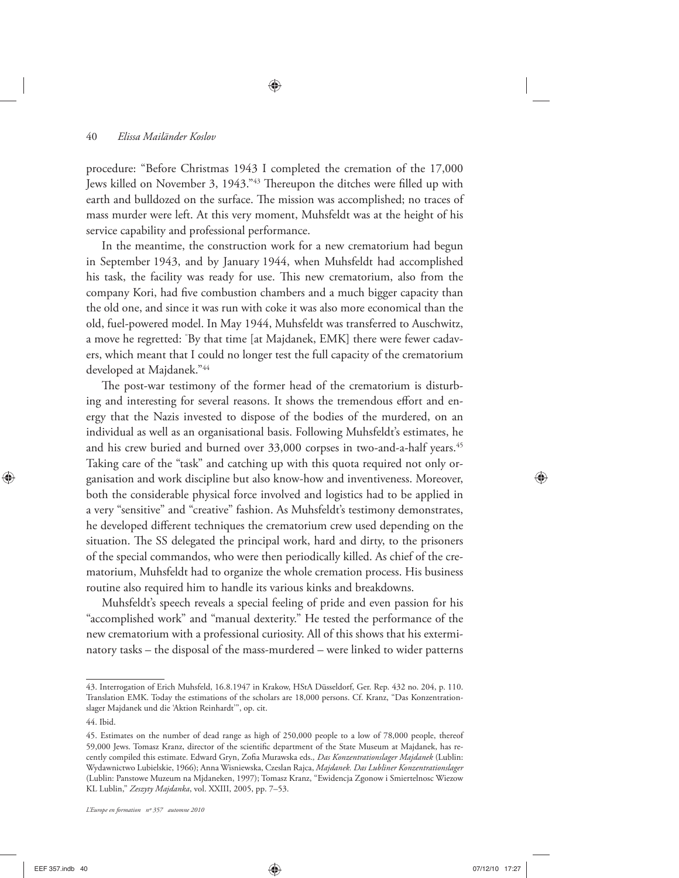procedure: "Before Christmas 1943 I completed the cremation of the 17,000 Jews killed on November 3, 1943."[43] Thereupon the ditches were filled up with earth and bulldozed on the surface. The mission was accomplished; no traces of mass murder were left. At this very moment, Muhsfeldt was at the height of his service capability and professional performance.

In the meantime, the construction work for a new crematorium had begun in September 1943, and by January 1944, when Muhsfeldt had accomplished his task, the facility was ready for use. This new crematorium, also from the company Kori, had five combustion chambers and a much bigger capacity than the old one, and since it was run with coke it was also more economical than the old, fuel-powered model. In May 1944, Muhsfeldt was transferred to Auschwitz, a move he regretted: "By that time [at Majdanek, EMK] there were fewer cadavers, which meant that I could no longer test the full capacity of the crematorium developed at Majdanek."[44]

The post-war testimony of the former head of the crematorium is disturbing and interesting for several reasons. It shows the tremendous effort and energy that the Nazis invested to dispose of the bodies of the murdered, on an individual as well as an organisational basis. Following Muhsfeldt's estimates, he and his crew buried and burned over 33,000 corpses in two-and-a-half years.[45] Taking care of the "task" and catching up with this quota required not only organisation and work discipline but also know-how and inventiveness. Moreover, both the considerable physical force involved and logistics had to be applied in a very "sensitive" and "creative" fashion. As Muhsfeldt's testimony demonstrates, he developed different techniques the crematorium crew used depending on the situation. The SS delegated the principal work, hard and dirty, to the prisoners of the special commandos, who were then periodically killed. As chief of the crematorium, Muhsfeldt had to organize the whole cremation process. His business routine also required him to handle its various kinks and breakdowns.

Muhsfeldt's speech reveals a special feeling of pride and even passion for his "accomplished work" and "manual dexterity." He tested the performance of the new crematorium with a professional curiosity. All of this shows that his exterminatory tasks – the disposal of the mass-murdered – were linked to wider patterns

---

43. Interrogation of Erich Muhsfeld, 16.8.1947 in Krakow, HStA Düsseldorf, Ger. Rep. 432 no. 204, p. 110. Translation EMK. Today the estimations of the scholars are 18,000 persons. Cf. Kranz, "Das Konzentrationslager Majdanek und die 'Aktion Reinhardt'", op. cit.

44. Ibid.

45. Estimates on the number of dead range as high of 250,000 people to a low of 78,000 people, thereof 59,000 Jews. Tomasz Kranz, director of the scientific department of the State Museum at Majdanek, has recently compiled this estimate. Edward Gryn, Zofia Murawska eds., *Das Konzentrationslager Majdanek* (Lublin: Wydawnictwo Lubielskie, 1966); Anna Wisniewska, Czeslan Rajca, *Majdanek. Das Lubliner Konzentrationslager* (Lublin: Panstowe Muzeum na Mjdaneken, 1997); Tomasz Kranz, "Ewidencja Zgonow i Smiertelnosc Wiezow KL Lublin," *Zeszyty Majdanka*, vol. XXIII, 2005, pp. 7–53.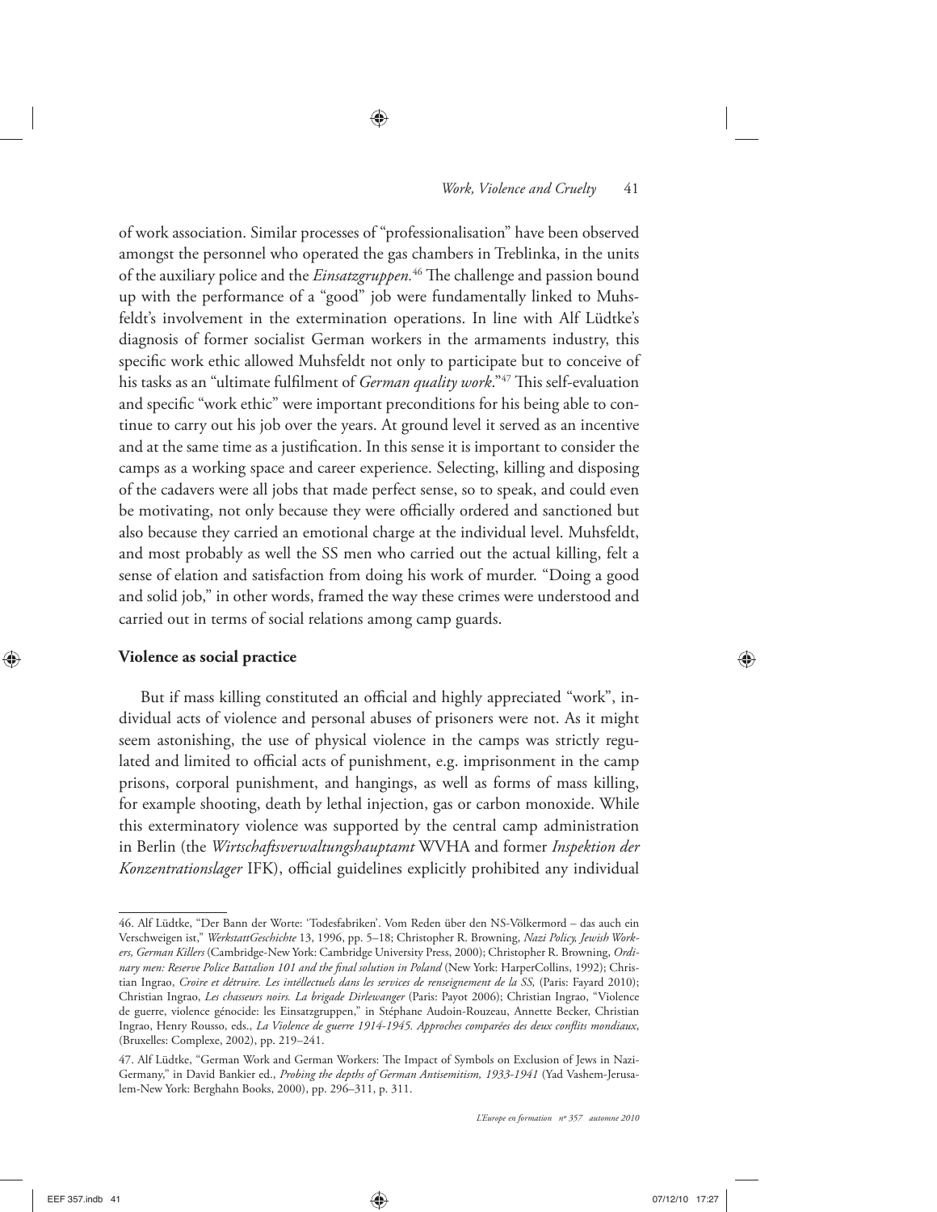of work association. Similar processes of "professionalisation" have been observed amongst the personnel who operated the gas chambers in Treblinka, in the units of the auxiliary police and the *Einsatzgruppen*.[46] The challenge and passion bound up with the performance of a "good" job were fundamentally linked to Muhsfeldt's involvement in the extermination operations. In line with Alf Lüdtke's diagnosis of former socialist German workers in the armaments industry, this specific work ethic allowed Muhsfeldt not only to participate but to conceive of his tasks as an "ultimate fulfilment of *German quality work*."[47] This self-evaluation and specific "work ethic" were important preconditions for his being able to continue to carry out his job over the years. At ground level it served as an incentive and at the same time as a justification. In this sense it is important to consider the camps as a working space and career experience. Selecting, killing and disposing of the cadavers were all jobs that made perfect sense, so to speak, and could even be motivating, not only because they were officially ordered and sanctioned but also because they carried an emotional charge at the individual level. Muhsfeldt, and most probably as well the SS men who carried out the actual killing, felt a sense of elation and satisfaction from doing his work of murder. "Doing a good and solid job," in other words, framed the way these crimes were understood and carried out in terms of social relations among camp guards.

## Violence as social practice

But if mass killing constituted an official and highly appreciated "work", individual acts of violence and personal abuses of prisoners were not. As it might seem astonishing, the use of physical violence in the camps was strictly regulated and limited to official acts of punishment, e.g. imprisonment in the camp prisons, corporal punishment, and hangings, as well as forms of mass killing, for example shooting, death by lethal injection, gas or carbon monoxide. While this exterminatory violence was supported by the central camp administration in Berlin (the *Wirtschaftsverwaltungshauptamt* WVHA and former *Inspektion der Konzentrationslager* IFK), official guidelines explicitly prohibited any individual

---

46. Alf Lüdtke, "Der Bann der Worte: 'Todesfabriken'. Vom Reden über den NS-Völkermord – das auch ein Verschweigen ist," *WerkstattGeschichte* 13, 1996, pp. 5–18; Christopher R. Browning, *Nazi Policy, Jewish Workers, German Killers* (Cambridge-New York: Cambridge University Press, 2000); Christopher R. Browning, *Ordinary men: Reserve Police Battalion 101 and the final solution in Poland* (New York: HarperCollins, 1992); Christian Ingrao, *Croire et détruire. Les intéllectuels dans les services de renseignement de la SS,* (Paris: Fayard 2010); Christian Ingrao, *Les chasseurs noirs. La brigade Dirlewanger* (Paris: Payot 2006); Christian Ingrao, "Violence de guerre, violence génocide: les Einsatzgruppen," in Stéphane Audoin-Rouzeau, Annette Becker, Christian Ingrao, Henry Rousso, eds., *La Violence de guerre 1914-1945. Approches comparées des deux conflits mondiaux*, (Bruxelles: Complexe, 2002), pp. 219–241.

47. Alf Lüdtke, "German Work and German Workers: The Impact of Symbols on Exclusion of Jews in Nazi-Germany," in David Bankier ed., *Probing the depths of German Antisemitism, 1933-1941* (Yad Vashem-Jerusalem-New York: Berghahn Books, 2000), pp. 296–311, p. 311.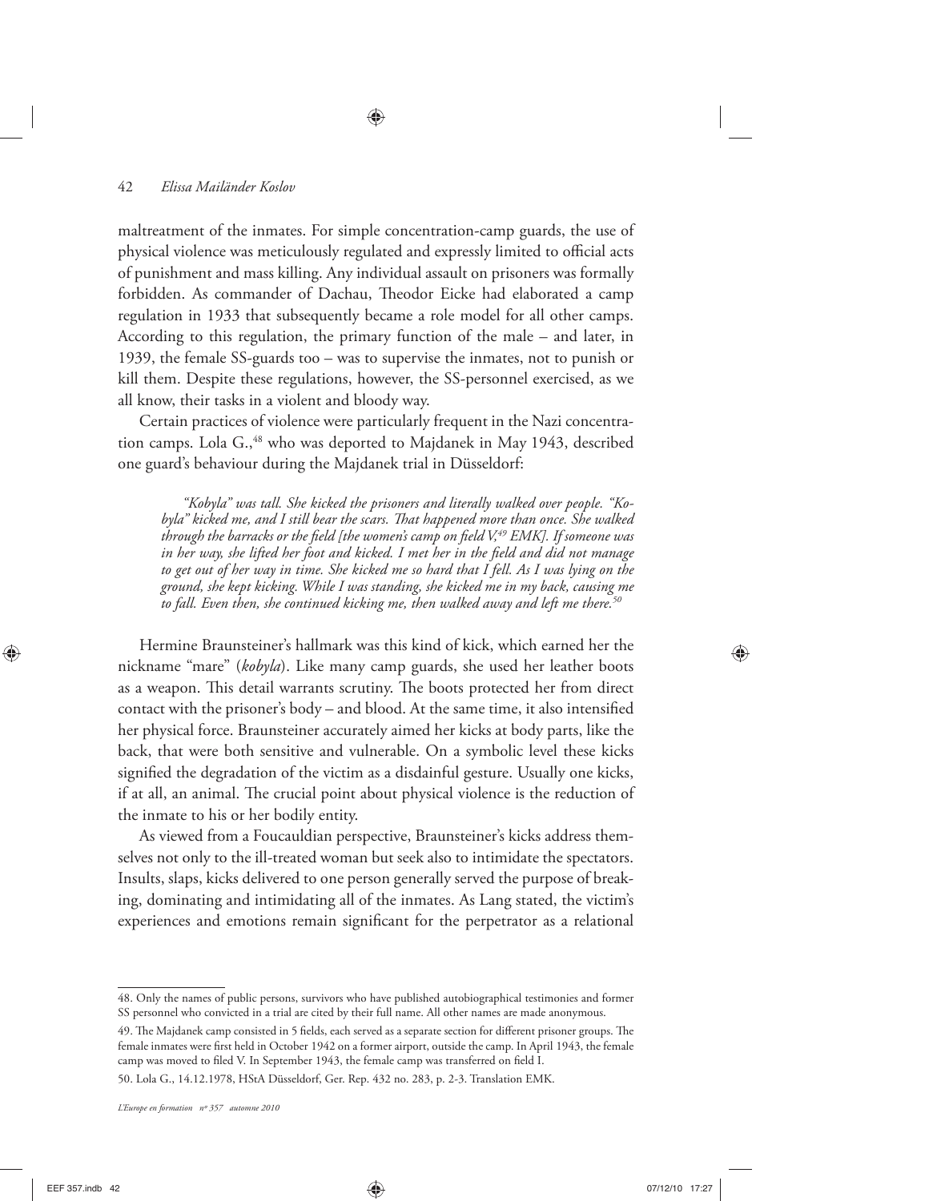maltreatment of the inmates. For simple concentration-camp guards, the use of physical violence was meticulously regulated and expressly limited to official acts of punishment and mass killing. Any individual assault on prisoners was formally forbidden. As commander of Dachau, Theodor Eicke had elaborated a camp regulation in 1933 that subsequently became a role model for all other camps. According to this regulation, the primary function of the male – and later, in 1939, the female SS-guards too – was to supervise the inmates, not to punish or kill them. Despite these regulations, however, the SS-personnel exercised, as we all know, their tasks in a violent and bloody way.

Certain practices of violence were particularly frequent in the Nazi concentration camps. Lola G.,[48] who was deported to Majdanek in May 1943, described one guard's behaviour during the Majdanek trial in Düsseldorf:

> *"Kobyla" was tall. She kicked the prisoners and literally walked over people. "Kobyla" kicked me, and I still bear the scars. That happened more than once. She walked through the barracks or the field [the women's camp on field V,[49] EMK]. If someone was in her way, she lifted her foot and kicked. I met her in the field and did not manage to get out of her way in time. She kicked me so hard that I fell. As I was lying on the ground, she kept kicking. While I was standing, she kicked me in my back, causing me to fall. Even then, she continued kicking me, then walked away and left me there.*[50]

Hermine Braunsteiner's hallmark was this kind of kick, which earned her the nickname "mare" (*kobyla*). Like many camp guards, she used her leather boots as a weapon. This detail warrants scrutiny. The boots protected her from direct contact with the prisoner's body – and blood. At the same time, it also intensified her physical force. Braunsteiner accurately aimed her kicks at body parts, like the back, that were both sensitive and vulnerable. On a symbolic level these kicks signified the degradation of the victim as a disdainful gesture. Usually one kicks, if at all, an animal. The crucial point about physical violence is the reduction of the inmate to his or her bodily entity.

As viewed from a Foucauldian perspective, Braunsteiner's kicks address themselves not only to the ill-treated woman but seek also to intimidate the spectators. Insults, slaps, kicks delivered to one person generally served the purpose of breaking, dominating and intimidating all of the inmates. As Lang stated, the victim's experiences and emotions remain significant for the perpetrator as a relational

---

48. Only the names of public persons, survivors who have published autobiographical testimonies and former SS personnel who convicted in a trial are cited by their full name. All other names are made anonymous.

49. The Majdanek camp consisted in 5 fields, each served as a separate section for different prisoner groups. The female inmates were first held in October 1942 on a former airport, outside the camp. In April 1943, the female camp was moved to filed V. In September 1943, the female camp was transferred on field I.

50. Lola G., 14.12.1978, HStA Düsseldorf, Ger. Rep. 432 no. 283, p. 2-3. Translation EMK.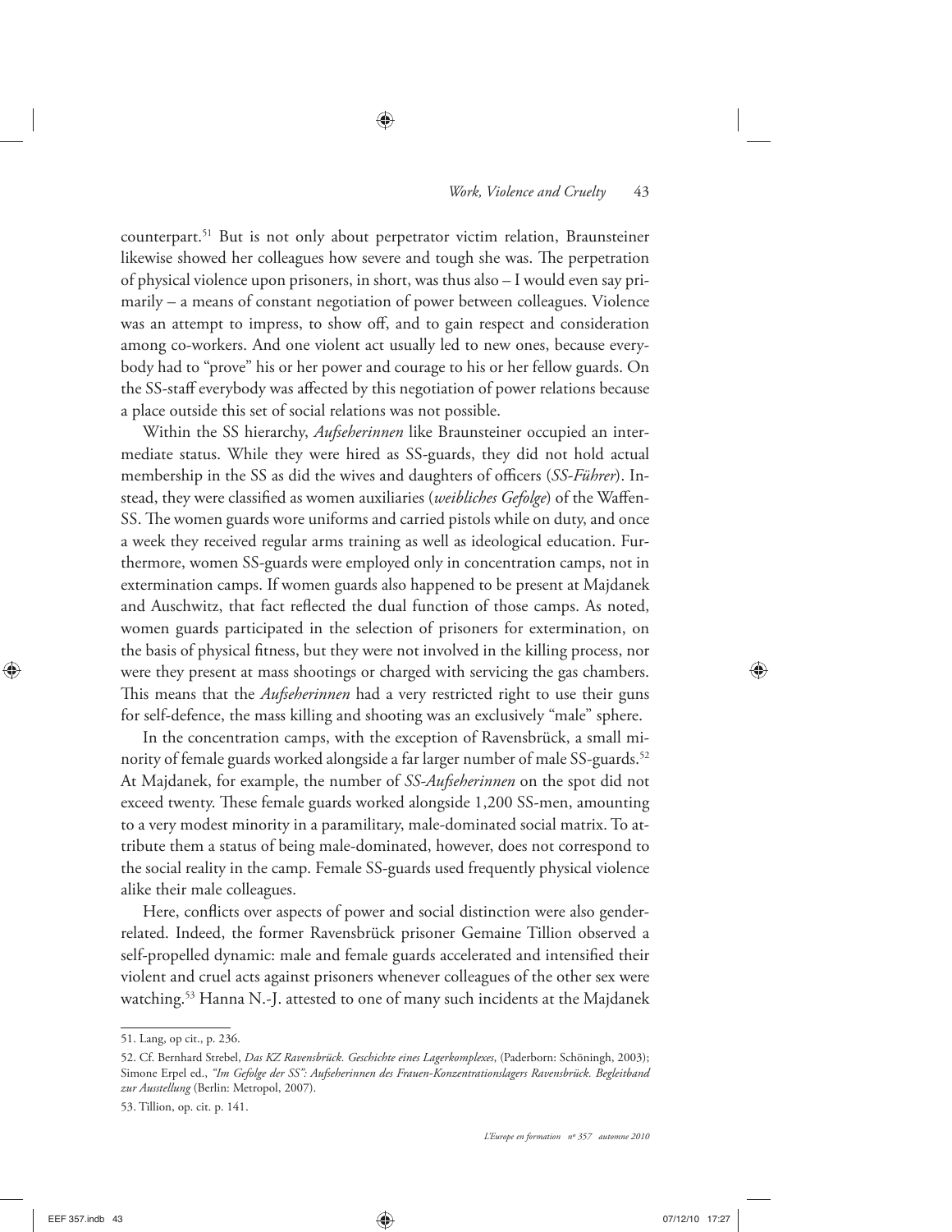counterpart.[51] But is not only about perpetrator victim relation, Braunsteiner likewise showed her colleagues how severe and tough she was. The perpetration of physical violence upon prisoners, in short, was thus also – I would even say primarily – a means of constant negotiation of power between colleagues. Violence was an attempt to impress, to show off, and to gain respect and consideration among co-workers. And one violent act usually led to new ones, because everybody had to "prove" his or her power and courage to his or her fellow guards. On the SS-staff everybody was affected by this negotiation of power relations because a place outside this set of social relations was not possible.

Within the SS hierarchy, *Aufseherinnen* like Braunsteiner occupied an intermediate status. While they were hired as SS-guards, they did not hold actual membership in the SS as did the wives and daughters of officers (*SS-Führer*). Instead, they were classified as women auxiliaries (*weibliches Gefolge*) of the Waffen-SS. The women guards wore uniforms and carried pistols while on duty, and once a week they received regular arms training as well as ideological education. Furthermore, women SS-guards were employed only in concentration camps, not in extermination camps. If women guards also happened to be present at Majdanek and Auschwitz, that fact reflected the dual function of those camps. As noted, women guards participated in the selection of prisoners for extermination, on the basis of physical fitness, but they were not involved in the killing process, nor were they present at mass shootings or charged with servicing the gas chambers. This means that the *Aufseherinnen* had a very restricted right to use their guns for self-defence, the mass killing and shooting was an exclusively "male" sphere.

In the concentration camps, with the exception of Ravensbrück, a small minority of female guards worked alongside a far larger number of male SS-guards.[52] At Majdanek, for example, the number of *SS-Aufseherinnen* on the spot did not exceed twenty. These female guards worked alongside 1,200 SS-men, amounting to a very modest minority in a paramilitary, male-dominated social matrix. To attribute them a status of being male-dominated, however, does not correspond to the social reality in the camp. Female SS-guards used frequently physical violence alike their male colleagues.

Here, conflicts over aspects of power and social distinction were also gender-related. Indeed, the former Ravensbrück prisoner Gemaine Tillion observed a self-propelled dynamic: male and female guards accelerated and intensified their violent and cruel acts against prisoners whenever colleagues of the other sex were watching.[53] Hanna N.-J. attested to one of many such incidents at the Majdanek

---

51. Lang, op cit., p. 236.

52. Cf. Bernhard Strebel, *Das KZ Ravensbrück. Geschichte eines Lagerkomplexes*, (Paderborn: Schöningh, 2003); Simone Erpel ed., *"Im Gefolge der SS": Aufseherinnen des Frauen-Konzentrationslagers Ravensbrück. Begleitband zur Ausstellung* (Berlin: Metropol, 2007).

53. Tillion, op. cit. p. 141.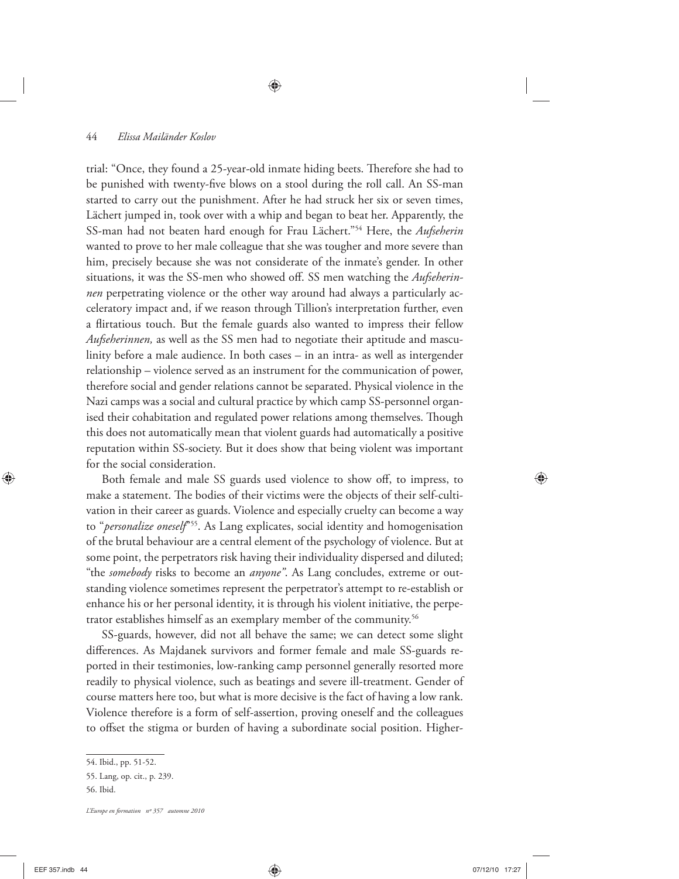trial: "Once, they found a 25-year-old inmate hiding beets. Therefore she had to be punished with twenty-five blows on a stool during the roll call. An SS-man started to carry out the punishment. After he had struck her six or seven times, Lächert jumped in, took over with a whip and began to beat her. Apparently, the SS-man had not beaten hard enough for Frau Lächert."[54] Here, the *Aufseherin* wanted to prove to her male colleague that she was tougher and more severe than him, precisely because she was not considerate of the inmate's gender. In other situations, it was the SS-men who showed off. SS men watching the *Aufseherinnen* perpetrating violence or the other way around had always a particularly acceleratory impact and, if we reason through Tillion's interpretation further, even a flirtatious touch. But the female guards also wanted to impress their fellow *Aufseherinnen,* as well as the SS men had to negotiate their aptitude and masculinity before a male audience. In both cases – in an intra- as well as intergender relationship – violence served as an instrument for the communication of power, therefore social and gender relations cannot be separated. Physical violence in the Nazi camps was a social and cultural practice by which camp SS-personnel organised their cohabitation and regulated power relations among themselves. Though this does not automatically mean that violent guards had automatically a positive reputation within SS-society. But it does show that being violent was important for the social consideration.

Both female and male SS guards used violence to show off, to impress, to make a statement. The bodies of their victims were the objects of their self-cultivation in their career as guards. Violence and especially cruelty can become a way to "*personalize oneself*"[55]. As Lang explicates, social identity and homogenisation of the brutal behaviour are a central element of the psychology of violence. But at some point, the perpetrators risk having their individuality dispersed and diluted; "the *somebody* risks to become an *anyone"*. As Lang concludes, extreme or outstanding violence sometimes represent the perpetrator's attempt to re-establish or enhance his or her personal identity, it is through his violent initiative, the perpetrator establishes himself as an exemplary member of the community.[56]

SS-guards, however, did not all behave the same; we can detect some slight differences. As Majdanek survivors and former female and male SS-guards reported in their testimonies, low-ranking camp personnel generally resorted more readily to physical violence, such as beatings and severe ill-treatment. Gender of course matters here too, but what is more decisive is the fact of having a low rank. Violence therefore is a form of self-assertion, proving oneself and the colleagues to offset the stigma or burden of having a subordinate social position. Higher-

54. Ibid., pp. 51-52.

55. Lang, op. cit., p. 239.

56. Ibid.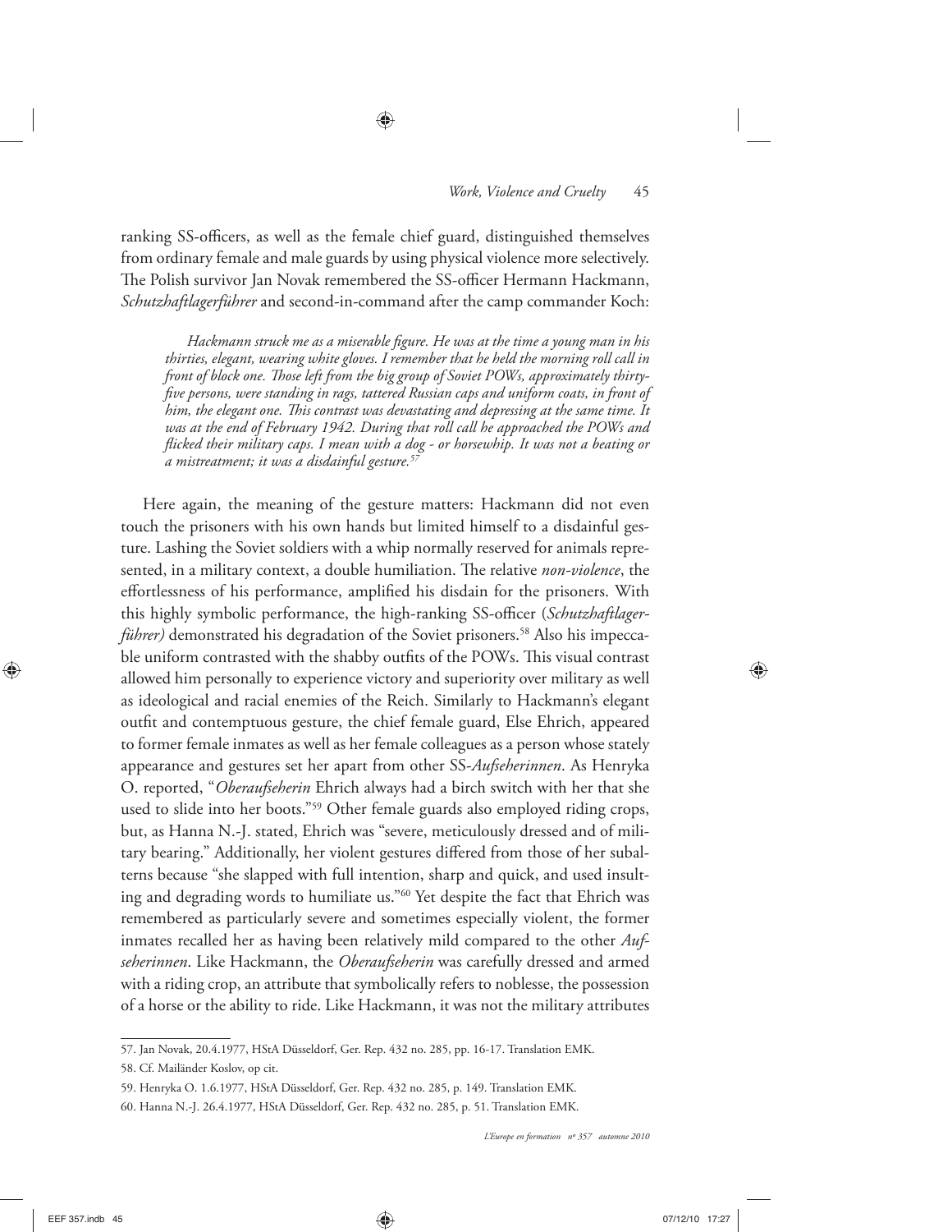ranking SS-officers, as well as the female chief guard, distinguished themselves from ordinary female and male guards by using physical violence more selectively. The Polish survivor Jan Novak remembered the SS-officer Hermann Hackmann, *Schutzhaftlagerführer* and second-in-command after the camp commander Koch:

> *Hackmann struck me as a miserable figure. He was at the time a young man in his thirties, elegant, wearing white gloves. I remember that he held the morning roll call in front of block one. Those left from the big group of Soviet POWs, approximately thirty-five persons, were standing in rags, tattered Russian caps and uniform coats, in front of him, the elegant one. This contrast was devastating and depressing at the same time. It was at the end of February 1942. During that roll call he approached the POWs and flicked their military caps. I mean with a dog - or horsewhip. It was not a beating or a mistreatment; it was a disdainful gesture.*[57]

Here again, the meaning of the gesture matters: Hackmann did not even touch the prisoners with his own hands but limited himself to a disdainful gesture. Lashing the Soviet soldiers with a whip normally reserved for animals represented, in a military context, a double humiliation. The relative *non-violence*, the effortlessness of his performance, amplified his disdain for the prisoners. With this highly symbolic performance, the high-ranking SS-officer (*Schutzhaftlagerführer)* demonstrated his degradation of the Soviet prisoners.[58] Also his impeccable uniform contrasted with the shabby outfits of the POWs. This visual contrast allowed him personally to experience victory and superiority over military as well as ideological and racial enemies of the Reich. Similarly to Hackmann's elegant outfit and contemptuous gesture, the chief female guard, Else Ehrich, appeared to former female inmates as well as her female colleagues as a person whose stately appearance and gestures set her apart from other SS-*Aufseherinnen*. As Henryka O. reported, "*Oberaufseherin* Ehrich always had a birch switch with her that she used to slide into her boots."[59] Other female guards also employed riding crops, but, as Hanna N.-J. stated, Ehrich was "severe, meticulously dressed and of military bearing." Additionally, her violent gestures differed from those of her subalterns because "she slapped with full intention, sharp and quick, and used insulting and degrading words to humiliate us."[60] Yet despite the fact that Ehrich was remembered as particularly severe and sometimes especially violent, the former inmates recalled her as having been relatively mild compared to the other *Aufseherinnen*. Like Hackmann, the *Oberaufseherin* was carefully dressed and armed with a riding crop, an attribute that symbolically refers to noblesse, the possession of a horse or the ability to ride. Like Hackmann, it was not the military attributes

---

57. Jan Novak, 20.4.1977, HStA Düsseldorf, Ger. Rep. 432 no. 285, pp. 16-17. Translation EMK.

58. Cf. Mailänder Koslov, op cit.

59. Henryka O. 1.6.1977, HStA Düsseldorf, Ger. Rep. 432 no. 285, p. 149. Translation EMK.

60. Hanna N.-J. 26.4.1977, HStA Düsseldorf, Ger. Rep. 432 no. 285, p. 51. Translation EMK.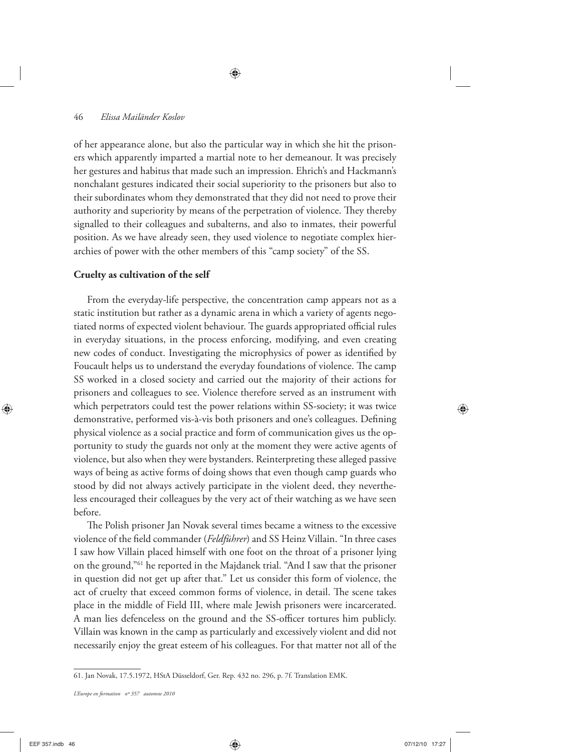of her appearance alone, but also the particular way in which she hit the prisoners which apparently imparted a martial note to her demeanour. It was precisely her gestures and habitus that made such an impression. Ehrich's and Hackmann's nonchalant gestures indicated their social superiority to the prisoners but also to their subordinates whom they demonstrated that they did not need to prove their authority and superiority by means of the perpetration of violence. They thereby signalled to their colleagues and subalterns, and also to inmates, their powerful position. As we have already seen, they used violence to negotiate complex hierarchies of power with the other members of this "camp society" of the SS.

### Cruelty as cultivation of the self

From the everyday-life perspective, the concentration camp appears not as a static institution but rather as a dynamic arena in which a variety of agents negotiated norms of expected violent behaviour. The guards appropriated official rules in everyday situations, in the process enforcing, modifying, and even creating new codes of conduct. Investigating the microphysics of power as identified by Foucault helps us to understand the everyday foundations of violence. The camp SS worked in a closed society and carried out the majority of their actions for prisoners and colleagues to see. Violence therefore served as an instrument with which perpetrators could test the power relations within SS-society; it was twice demonstrative, performed vis-à-vis both prisoners and one's colleagues. Defining physical violence as a social practice and form of communication gives us the opportunity to study the guards not only at the moment they were active agents of violence, but also when they were bystanders. Reinterpreting these alleged passive ways of being as active forms of doing shows that even though camp guards who stood by did not always actively participate in the violent deed, they nevertheless encouraged their colleagues by the very act of their watching as we have seen before.

The Polish prisoner Jan Novak several times became a witness to the excessive violence of the field commander (*Feldführer*) and SS Heinz Villain. "In three cases I saw how Villain placed himself with one foot on the throat of a prisoner lying on the ground,"[61] he reported in the Majdanek trial. "And I saw that the prisoner in question did not get up after that." Let us consider this form of violence, the act of cruelty that exceed common forms of violence, in detail. The scene takes place in the middle of Field III, where male Jewish prisoners were incarcerated. A man lies defenceless on the ground and the SS-officer tortures him publicly. Villain was known in the camp as particularly and excessively violent and did not necessarily enjoy the great esteem of his colleagues. For that matter not all of the

61. Jan Novak, 17.5.1972, HStA Düsseldorf, Ger. Rep. 432 no. 296, p. 7f. Translation EMK.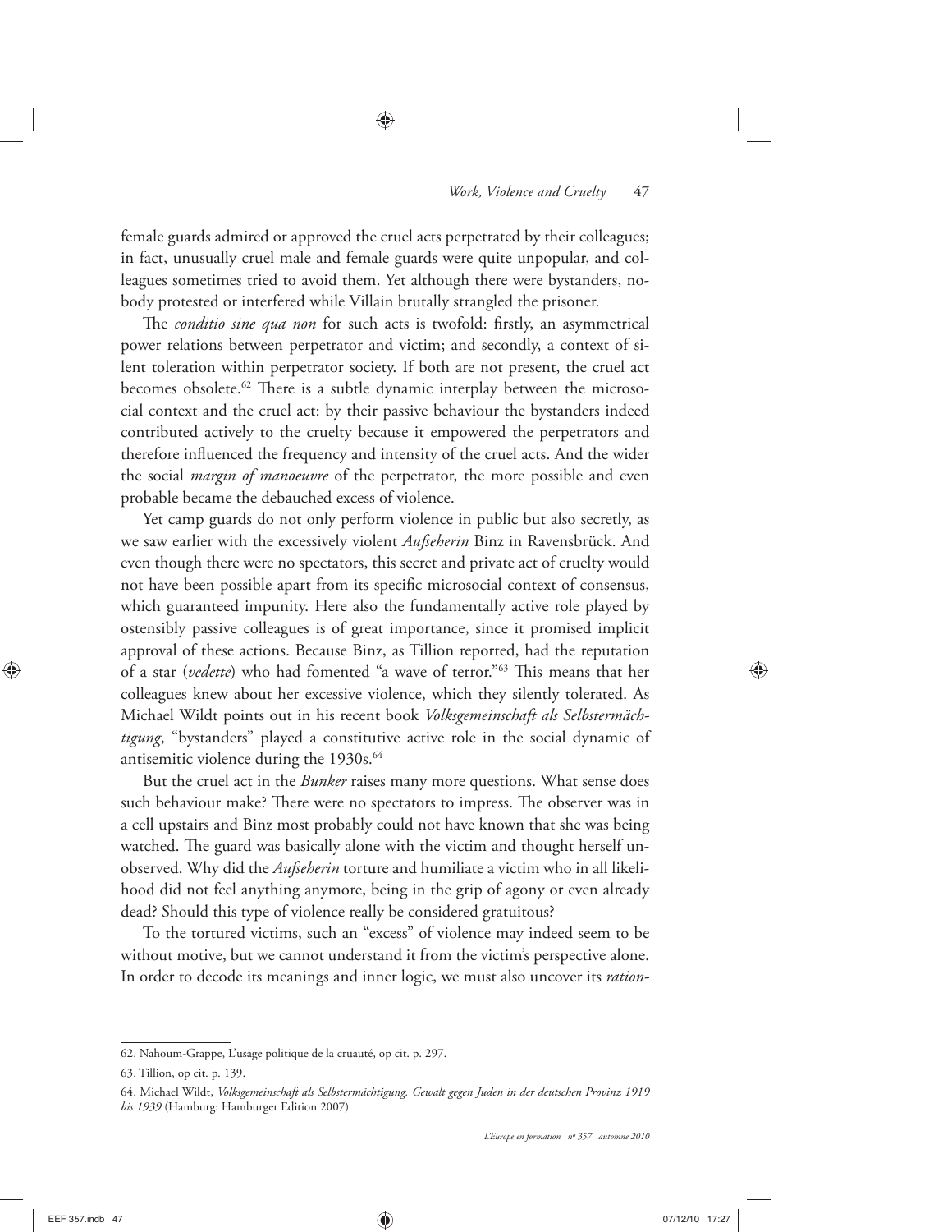female guards admired or approved the cruel acts perpetrated by their colleagues; in fact, unusually cruel male and female guards were quite unpopular, and colleagues sometimes tried to avoid them. Yet although there were bystanders, nobody protested or interfered while Villain brutally strangled the prisoner.

The *conditio sine qua non* for such acts is twofold: firstly, an asymmetrical power relations between perpetrator and victim; and secondly, a context of silent toleration within perpetrator society. If both are not present, the cruel act becomes obsolete.[62] There is a subtle dynamic interplay between the microsocial context and the cruel act: by their passive behaviour the bystanders indeed contributed actively to the cruelty because it empowered the perpetrators and therefore influenced the frequency and intensity of the cruel acts. And the wider the social *margin of manoeuvre* of the perpetrator, the more possible and even probable became the debauched excess of violence.

Yet camp guards do not only perform violence in public but also secretly, as we saw earlier with the excessively violent *Aufseherin* Binz in Ravensbrück. And even though there were no spectators, this secret and private act of cruelty would not have been possible apart from its specific microsocial context of consensus, which guaranteed impunity. Here also the fundamentally active role played by ostensibly passive colleagues is of great importance, since it promised implicit approval of these actions. Because Binz, as Tillion reported, had the reputation of a star (*vedette*) who had fomented "a wave of terror."[63] This means that her colleagues knew about her excessive violence, which they silently tolerated. As Michael Wildt points out in his recent book *Volksgemeinschaft als Selbstermächtigung*, "bystanders" played a constitutive active role in the social dynamic of antisemitic violence during the 1930s.[64]

But the cruel act in the *Bunker* raises many more questions. What sense does such behaviour make? There were no spectators to impress. The observer was in a cell upstairs and Binz most probably could not have known that she was being watched. The guard was basically alone with the victim and thought herself unobserved. Why did the *Aufseherin* torture and humiliate a victim who in all likelihood did not feel anything anymore, being in the grip of agony or even already dead? Should this type of violence really be considered gratuitous?

To the tortured victims, such an "excess" of violence may indeed seem to be without motive, but we cannot understand it from the victim's perspective alone. In order to decode its meanings and inner logic, we must also uncover its *ration-*

---

62. Nahoum-Grappe, L'usage politique de la cruauté, op cit. p. 297.

63. Tillion, op cit. p. 139.

64. Michael Wildt, *Volksgemeinschaft als Selbstermächtigung. Gewalt gegen Juden in der deutschen Provinz 1919 bis 1939* (Hamburg: Hamburger Edition 2007)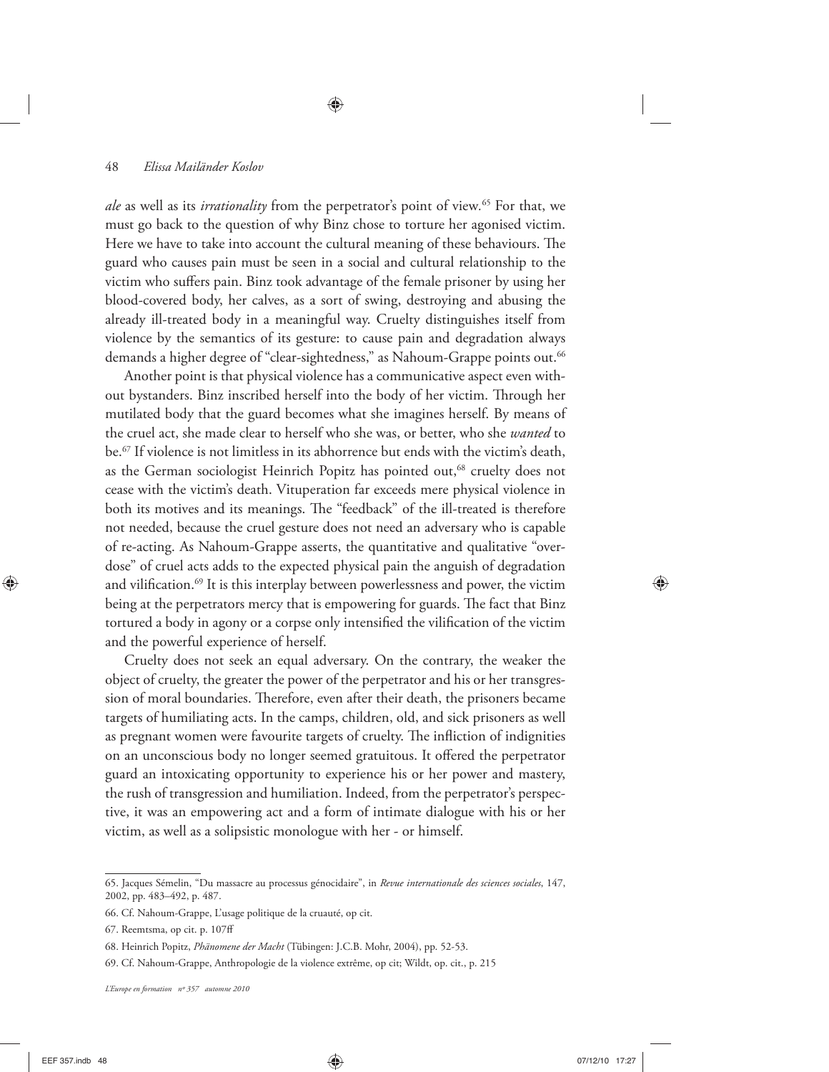*ale* as well as its *irrationality* from the perpetrator's point of view.[65] For that, we must go back to the question of why Binz chose to torture her agonised victim. Here we have to take into account the cultural meaning of these behaviours. The guard who causes pain must be seen in a social and cultural relationship to the victim who suffers pain. Binz took advantage of the female prisoner by using her blood-covered body, her calves, as a sort of swing, destroying and abusing the already ill-treated body in a meaningful way. Cruelty distinguishes itself from violence by the semantics of its gesture: to cause pain and degradation always demands a higher degree of "clear-sightedness," as Nahoum-Grappe points out.[66]

Another point is that physical violence has a communicative aspect even without bystanders. Binz inscribed herself into the body of her victim. Through her mutilated body that the guard becomes what she imagines herself. By means of the cruel act, she made clear to herself who she was, or better, who she *wanted* to be.[67] If violence is not limitless in its abhorrence but ends with the victim's death, as the German sociologist Heinrich Popitz has pointed out,[68] cruelty does not cease with the victim's death. Vituperation far exceeds mere physical violence in both its motives and its meanings. The "feedback" of the ill-treated is therefore not needed, because the cruel gesture does not need an adversary who is capable of re-acting. As Nahoum-Grappe asserts, the quantitative and qualitative "overdose" of cruel acts adds to the expected physical pain the anguish of degradation and vilification.[69] It is this interplay between powerlessness and power, the victim being at the perpetrators mercy that is empowering for guards. The fact that Binz tortured a body in agony or a corpse only intensified the vilification of the victim and the powerful experience of herself.

Cruelty does not seek an equal adversary. On the contrary, the weaker the object of cruelty, the greater the power of the perpetrator and his or her transgression of moral boundaries. Therefore, even after their death, the prisoners became targets of humiliating acts. In the camps, children, old, and sick prisoners as well as pregnant women were favourite targets of cruelty. The infliction of indignities on an unconscious body no longer seemed gratuitous. It offered the perpetrator guard an intoxicating opportunity to experience his or her power and mastery, the rush of transgression and humiliation. Indeed, from the perpetrator's perspective, it was an empowering act and a form of intimate dialogue with his or her victim, as well as a solipsistic monologue with her - or himself.

---

65. Jacques Sémelin, "Du massacre au processus génocidaire", in *Revue internationale des sciences sociales*, 147, 2002, pp. 483–492, p. 487.

66. Cf. Nahoum-Grappe, L'usage politique de la cruauté, op cit.

67. Reemtsma, op cit. p. 107ff

68. Heinrich Popitz, *Phänomene der Macht* (Tübingen: J.C.B. Mohr, 2004), pp. 52-53.

69. Cf. Nahoum-Grappe, Anthropologie de la violence extrême, op cit; Wildt, op. cit., p. 215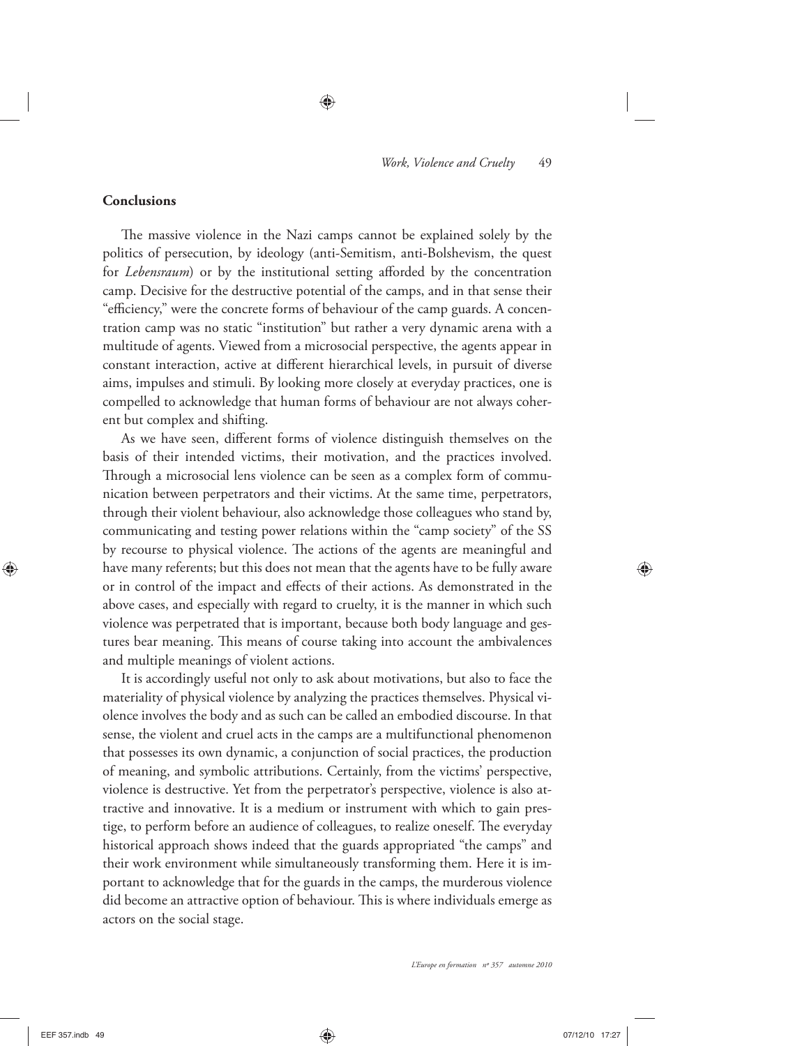## Conclusions

The massive violence in the Nazi camps cannot be explained solely by the politics of persecution, by ideology (anti-Semitism, anti-Bolshevism, the quest for *Lebensraum*) or by the institutional setting afforded by the concentration camp. Decisive for the destructive potential of the camps, and in that sense their "efficiency," were the concrete forms of behaviour of the camp guards. A concentration camp was no static "institution" but rather a very dynamic arena with a multitude of agents. Viewed from a microsocial perspective, the agents appear in constant interaction, active at different hierarchical levels, in pursuit of diverse aims, impulses and stimuli. By looking more closely at everyday practices, one is compelled to acknowledge that human forms of behaviour are not always coherent but complex and shifting.

As we have seen, different forms of violence distinguish themselves on the basis of their intended victims, their motivation, and the practices involved. Through a microsocial lens violence can be seen as a complex form of communication between perpetrators and their victims. At the same time, perpetrators, through their violent behaviour, also acknowledge those colleagues who stand by, communicating and testing power relations within the "camp society" of the SS by recourse to physical violence. The actions of the agents are meaningful and have many referents; but this does not mean that the agents have to be fully aware or in control of the impact and effects of their actions. As demonstrated in the above cases, and especially with regard to cruelty, it is the manner in which such violence was perpetrated that is important, because both body language and gestures bear meaning. This means of course taking into account the ambivalences and multiple meanings of violent actions.

It is accordingly useful not only to ask about motivations, but also to face the materiality of physical violence by analyzing the practices themselves. Physical violence involves the body and as such can be called an embodied discourse. In that sense, the violent and cruel acts in the camps are a multifunctional phenomenon that possesses its own dynamic, a conjunction of social practices, the production of meaning, and symbolic attributions. Certainly, from the victims' perspective, violence is destructive. Yet from the perpetrator's perspective, violence is also attractive and innovative. It is a medium or instrument with which to gain prestige, to perform before an audience of colleagues, to realize oneself. The everyday historical approach shows indeed that the guards appropriated "the camps" and their work environment while simultaneously transforming them. Here it is important to acknowledge that for the guards in the camps, the murderous violence did become an attractive option of behaviour. This is where individuals emerge as actors on the social stage.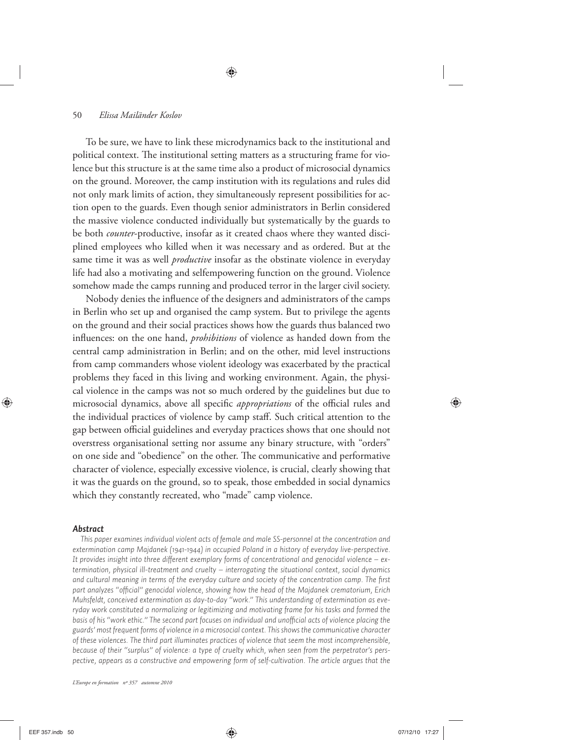To be sure, we have to link these microdynamics back to the institutional and political context. The institutional setting matters as a structuring frame for violence but this structure is at the same time also a product of microsocial dynamics on the ground. Moreover, the camp institution with its regulations and rules did not only mark limits of action, they simultaneously represent possibilities for action open to the guards. Even though senior administrators in Berlin considered the massive violence conducted individually but systematically by the guards to be both *counter*-productive, insofar as it created chaos where they wanted disciplined employees who killed when it was necessary and as ordered. But at the same time it was as well *productive* insofar as the obstinate violence in everyday life had also a motivating and selfempowering function on the ground. Violence somehow made the camps running and produced terror in the larger civil society.

Nobody denies the influence of the designers and administrators of the camps in Berlin who set up and organised the camp system. But to privilege the agents on the ground and their social practices shows how the guards thus balanced two influences: on the one hand, *prohibitions* of violence as handed down from the central camp administration in Berlin; and on the other, mid level instructions from camp commanders whose violent ideology was exacerbated by the practical problems they faced in this living and working environment. Again, the physical violence in the camps was not so much ordered by the guidelines but due to microsocial dynamics, above all specific *appropriations* of the official rules and the individual practices of violence by camp staff. Such critical attention to the gap between official guidelines and everyday practices shows that one should not overstress organisational setting nor assume any binary structure, with "orders" on one side and "obedience" on the other. The communicative and performative character of violence, especially excessive violence, is crucial, clearly showing that it was the guards on the ground, so to speak, those embedded in social dynamics which they constantly recreated, who "made" camp violence.

### *Abstract*

*This paper examines individual violent acts of female and male SS-personnel at the concentration and extermination camp Majdanek (1941-1944) in occupied Poland in a history of everyday live-perspective. It provides insight into three different exemplary forms of concentrational and genocidal violence – extermination, physical ill-treatment and cruelty – interrogating the situational context, social dynamics and cultural meaning in terms of the everyday culture and society of the concentration camp. The first part analyzes "official" genocidal violence, showing how the head of the Majdanek crematorium, Erich Muhsfeldt, conceived extermination as day-to-day "work." This understanding of extermination as everyday work constituted a normalizing or legitimizing and motivating frame for his tasks and formed the basis of his "work ethic." The second part focuses on individual and unofficial acts of violence placing the guards' most frequent forms of violence in a microsocial context. This shows the communicative character of these violences. The third part illuminates practices of violence that seem the most incomprehensible, because of their "surplus" of violence: a type of cruelty which, when seen from the perpetrator's perspective, appears as a constructive and empowering form of self-cultivation. The article argues that the*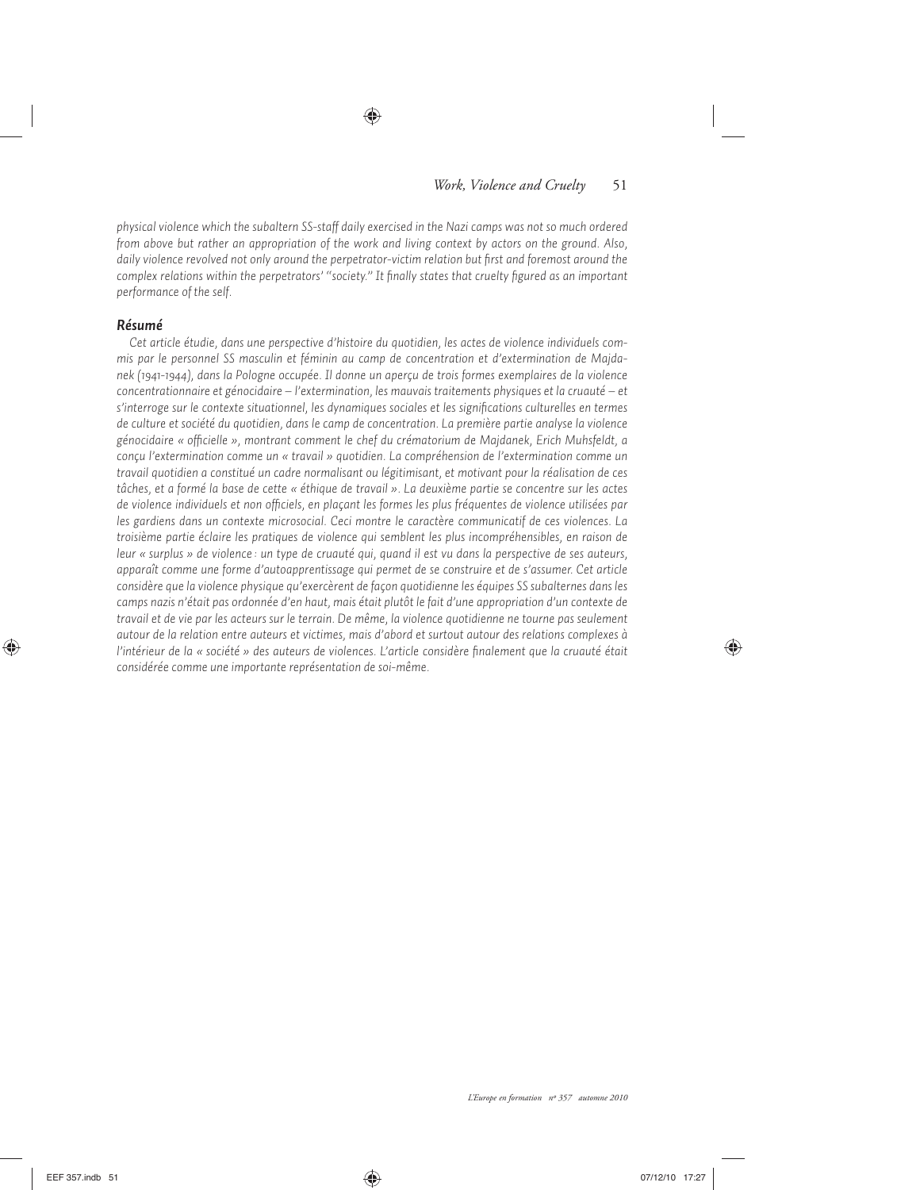*physical violence which the subaltern SS-staff daily exercised in the Nazi camps was not so much ordered from above but rather an appropriation of the work and living context by actors on the ground. Also, daily violence revolved not only around the perpetrator-victim relation but first and foremost around the complex relations within the perpetrators' "society." It finally states that cruelty figured as an important performance of the self.*

### Résumé

*Cet article étudie, dans une perspective d'histoire du quotidien, les actes de violence individuels commis par le personnel SS masculin et féminin au camp de concentration et d'extermination de Majdanek (1941-1944), dans la Pologne occupée. Il donne un aperçu de trois formes exemplaires de la violence concentrationnaire et génocidaire – l'extermination, les mauvais traitements physiques et la cruauté – et s'interroge sur le contexte situationnel, les dynamiques sociales et les significations culturelles en termes de culture et société du quotidien, dans le camp de concentration. La première partie analyse la violence génocidaire « officielle », montrant comment le chef du crématorium de Majdanek, Erich Muhsfeldt, a conçu l'extermination comme un « travail » quotidien. La compréhension de l'extermination comme un travail quotidien a constitué un cadre normalisant ou légitimisant, et motivant pour la réalisation de ces tâches, et a formé la base de cette « éthique de travail ». La deuxième partie se concentre sur les actes de violence individuels et non officiels, en plaçant les formes les plus fréquentes de violence utilisées par les gardiens dans un contexte microsocial. Ceci montre le caractère communicatif de ces violences. La troisième partie éclaire les pratiques de violence qui semblent les plus incompréhensibles, en raison de leur « surplus » de violence : un type de cruauté qui, quand il est vu dans la perspective de ses auteurs, apparaît comme une forme d'autoapprentissage qui permet de se construire et de s'assumer. Cet article considère que la violence physique qu'exercèrent de façon quotidienne les équipes SS subalternes dans les camps nazis n'était pas ordonnée d'en haut, mais était plutôt le fait d'une appropriation d'un contexte de travail et de vie par les acteurs sur le terrain. De même, la violence quotidienne ne tourne pas seulement autour de la relation entre auteurs et victimes, mais d'abord et surtout autour des relations complexes à l'intérieur de la « société » des auteurs de violences. L'article considère finalement que la cruauté était considérée comme une importante représentation de soi-même.*